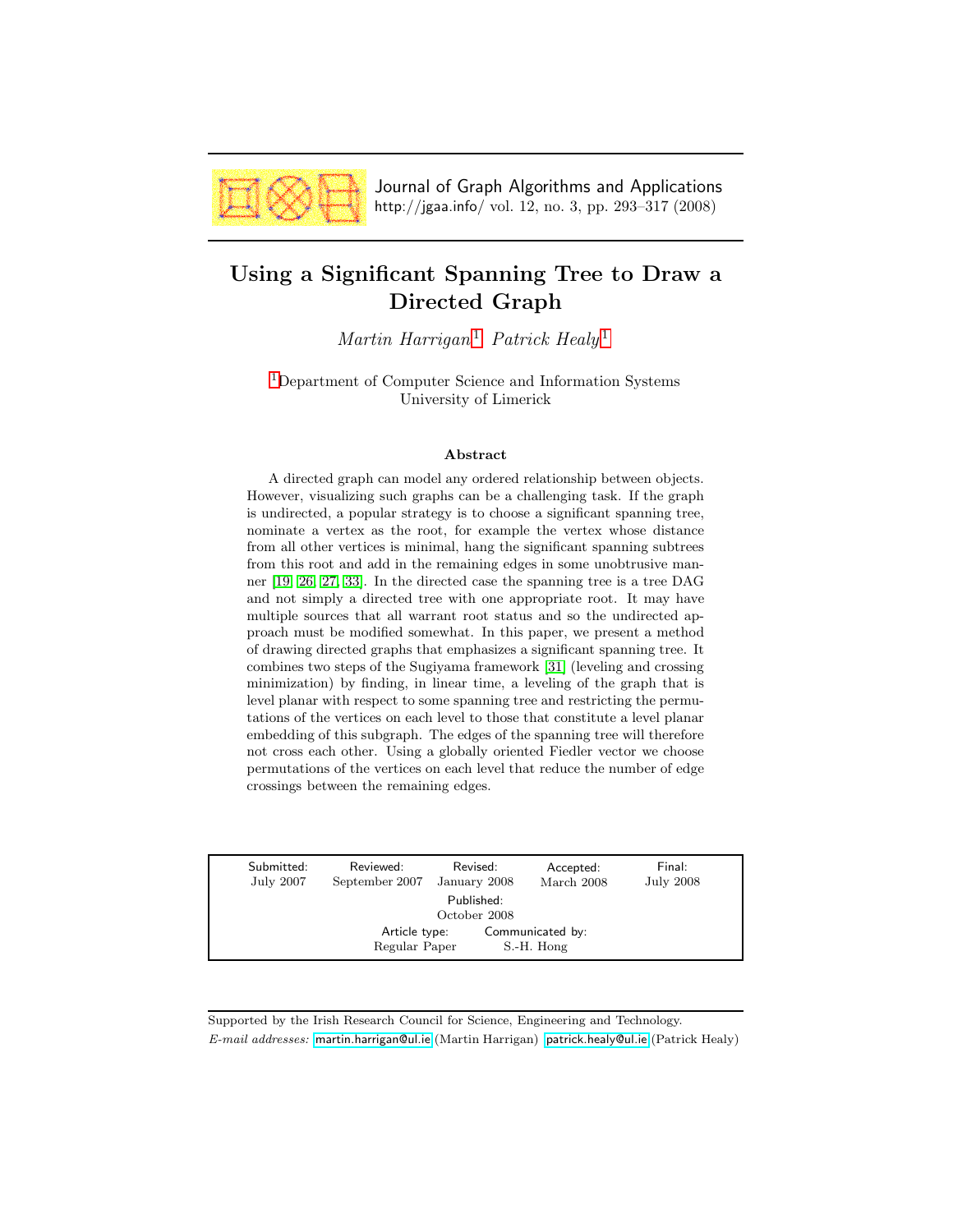Journal of Graph Algorithms and Applications
http://jgaa.info/ vol. 12, no. 3, pp. 293–317 (2008)

# Using a Significant Spanning Tree to Draw a Directed Graph

*Martin Harrigan*[1] *Patrick Healy*[1]

[1]Department of Computer Science and Information Systems
University of Limerick

### Abstract

A directed graph can model any ordered relationship between objects. However, visualizing such graphs can be a challenging task. If the graph is undirected, a popular strategy is to choose a significant spanning tree, nominate a vertex as the root, for example the vertex whose distance from all other vertices is minimal, hang the significant spanning subtrees from this root and add in the remaining edges in some unobtrusive manner [19, 26, 27, 33]. In the directed case the spanning tree is a tree DAG and not simply a directed tree with one appropriate root. It may have multiple sources that all warrant root status and so the undirected approach must be modified somewhat. In this paper, we present a method of drawing directed graphs that emphasizes a significant spanning tree. It combines two steps of the Sugiyama framework [31] (leveling and crossing minimization) by finding, in linear time, a leveling of the graph that is level planar with respect to some spanning tree and restricting the permutations of the vertices on each level to those that constitute a level planar embedding of this subgraph. The edges of the spanning tree will therefore not cross each other. Using a globally oriented Fiedler vector we choose permutations of the vertices on each level that reduce the number of edge crossings between the remaining edges.

| Submitted: | Reviewed: | Revised: | Accepted: | Final: |
|---|---|---|---|---|
| July 2007 | September 2007 | January 2008 | March 2008 | July 2008 |

Published: October 2008

Article type: Regular Paper — Communicated by: S.-H. Hong

Supported by the Irish Research Council for Science, Engineering and Technology.

*E-mail addresses:* martin.harrigan@ul.ie (Martin Harrigan) patrick.healy@ul.ie (Patrick Healy)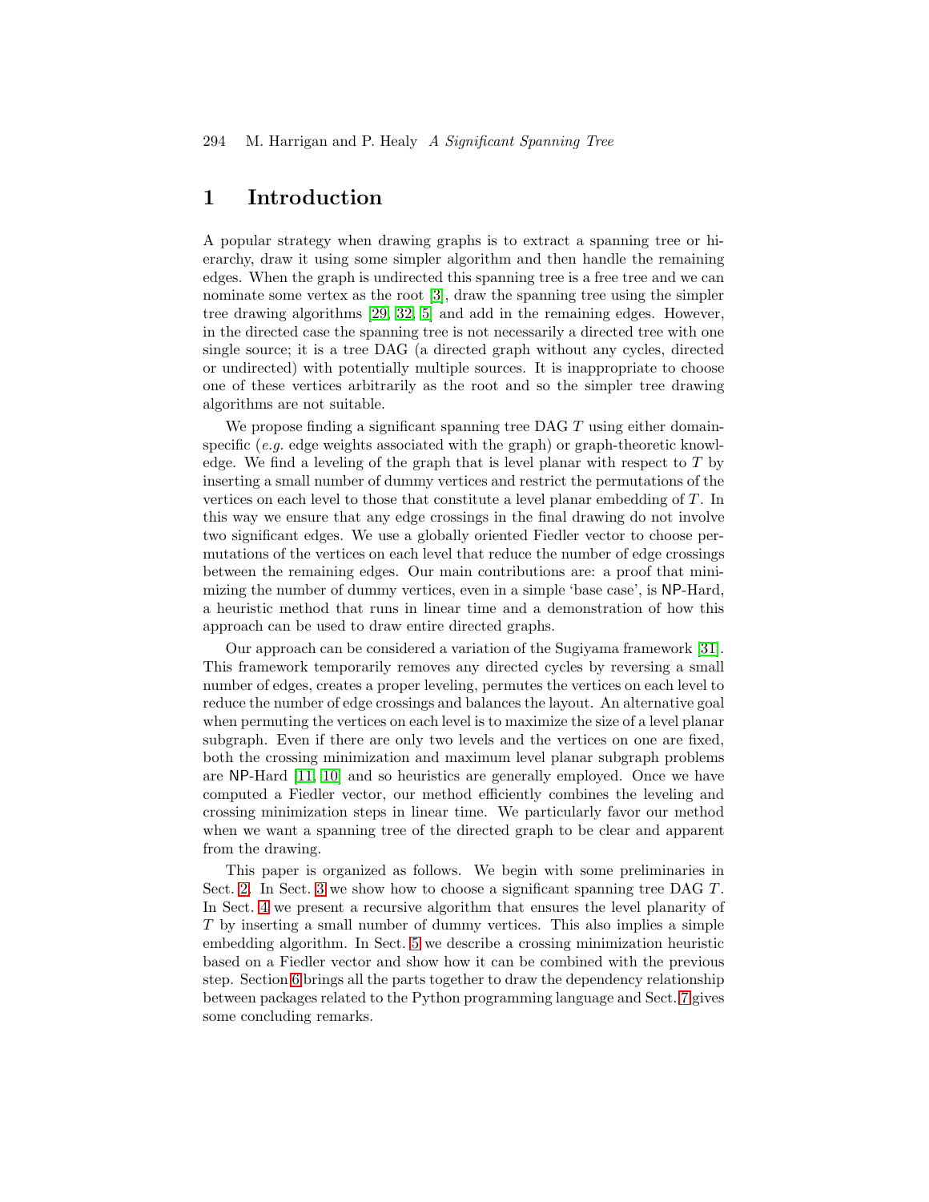# 1 Introduction

A popular strategy when drawing graphs is to extract a spanning tree or hierarchy, draw it using some simpler algorithm and then handle the remaining edges. When the graph is undirected this spanning tree is a free tree and we can nominate some vertex as the root [3], draw the spanning tree using the simpler tree drawing algorithms [29, 32, 5] and add in the remaining edges. However, in the directed case the spanning tree is not necessarily a directed tree with one single source; it is a tree DAG (a directed graph without any cycles, directed or undirected) with potentially multiple sources. It is inappropriate to choose one of these vertices arbitrarily as the root and so the simpler tree drawing algorithms are not suitable.

We propose finding a significant spanning tree DAG $T$ using either domain-specific (*e.g.* edge weights associated with the graph) or graph-theoretic knowledge. We find a leveling of the graph that is level planar with respect to $T$ by inserting a small number of dummy vertices and restrict the permutations of the vertices on each level to those that constitute a level planar embedding of $T$. In this way we ensure that any edge crossings in the final drawing do not involve two significant edges. We use a globally oriented Fiedler vector to choose permutations of the vertices on each level that reduce the number of edge crossings between the remaining edges. Our main contributions are: a proof that minimizing the number of dummy vertices, even in a simple 'base case', is NP-Hard, a heuristic method that runs in linear time and a demonstration of how this approach can be used to draw entire directed graphs.

Our approach can be considered a variation of the Sugiyama framework [31]. This framework temporarily removes any directed cycles by reversing a small number of edges, creates a proper leveling, permutes the vertices on each level to reduce the number of edge crossings and balances the layout. An alternative goal when permuting the vertices on each level is to maximize the size of a level planar subgraph. Even if there are only two levels and the vertices on one are fixed, both the crossing minimization and maximum level planar subgraph problems are NP-Hard [11, 10] and so heuristics are generally employed. Once we have computed a Fiedler vector, our method efficiently combines the leveling and crossing minimization steps in linear time. We particularly favor our method when we want a spanning tree of the directed graph to be clear and apparent from the drawing.

This paper is organized as follows. We begin with some preliminaries in Sect. 2. In Sect. 3 we show how to choose a significant spanning tree DAG $T$. In Sect. 4 we present a recursive algorithm that ensures the level planarity of $T$ by inserting a small number of dummy vertices. This also implies a simple embedding algorithm. In Sect. 5 we describe a crossing minimization heuristic based on a Fiedler vector and show how it can be combined with the previous step. Section 6 brings all the parts together to draw the dependency relationship between packages related to the Python programming language and Sect. 7 gives some concluding remarks.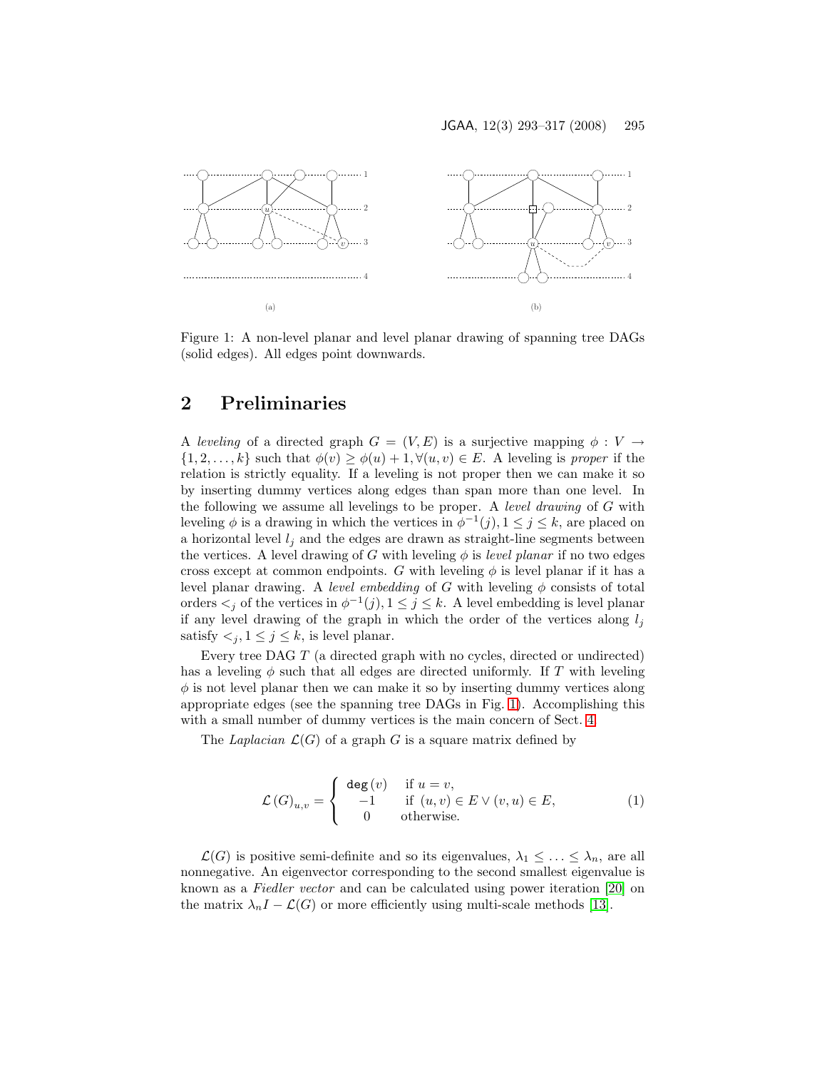Figure 1: A non-level planar and level planar drawing of spanning tree DAGs (solid edges). All edges point downwards.

## 2 Preliminaries

A *leveling* of a directed graph $G = (V, E)$ is a surjective mapping $\phi : V \rightarrow \{1, 2, \ldots, k\}$ such that $\phi(v) \geq \phi(u) + 1, \forall (u, v) \in E$. A leveling is *proper* if the relation is strictly equality. If a leveling is not proper then we can make it so by inserting dummy vertices along edges than span more than one level. In the following we assume all levelings to be proper. A *level drawing* of $G$ with leveling $\phi$ is a drawing in which the vertices in $\phi^{-1}(j), 1 \leq j \leq k$, are placed on a horizontal level $l_j$ and the edges are drawn as straight-line segments between the vertices. A level drawing of $G$ with leveling $\phi$ is *level planar* if no two edges cross except at common endpoints. $G$ with leveling $\phi$ is level planar if it has a level planar drawing. A *level embedding* of $G$ with leveling $\phi$ consists of total orders $<_j$ of the vertices in $\phi^{-1}(j), 1 \leq j \leq k$. A level embedding is level planar if any level drawing of the graph in which the order of the vertices along $l_j$ satisfy $<_j, 1 \leq j \leq k$, is level planar.

Every tree DAG $T$ (a directed graph with no cycles, directed or undirected) has a leveling $\phi$ such that all edges are directed uniformly. If $T$ with leveling $\phi$ is not level planar then we can make it so by inserting dummy vertices along appropriate edges (see the spanning tree DAGs in Fig. 1). Accomplishing this with a small number of dummy vertices is the main concern of Sect. 4.

The *Laplacian* $\mathcal{L}(G)$ of a graph $G$ is a square matrix defined by

$$\mathcal{L}(G)_{u,v} = \begin{cases} \texttt{deg}(v) & \text{if } u = v, \\ -1 & \text{if } (u,v) \in E \vee (v,u) \in E, \\ 0 & \text{otherwise.} \end{cases} \tag{1}$$

$\mathcal{L}(G)$ is positive semi-definite and so its eigenvalues, $\lambda_1 \leq \ldots \leq \lambda_n$, are all nonnegative. An eigenvector corresponding to the second smallest eigenvalue is known as a *Fiedler vector* and can be calculated using power iteration [20] on the matrix $\lambda_n I - \mathcal{L}(G)$ or more efficiently using multi-scale methods [13].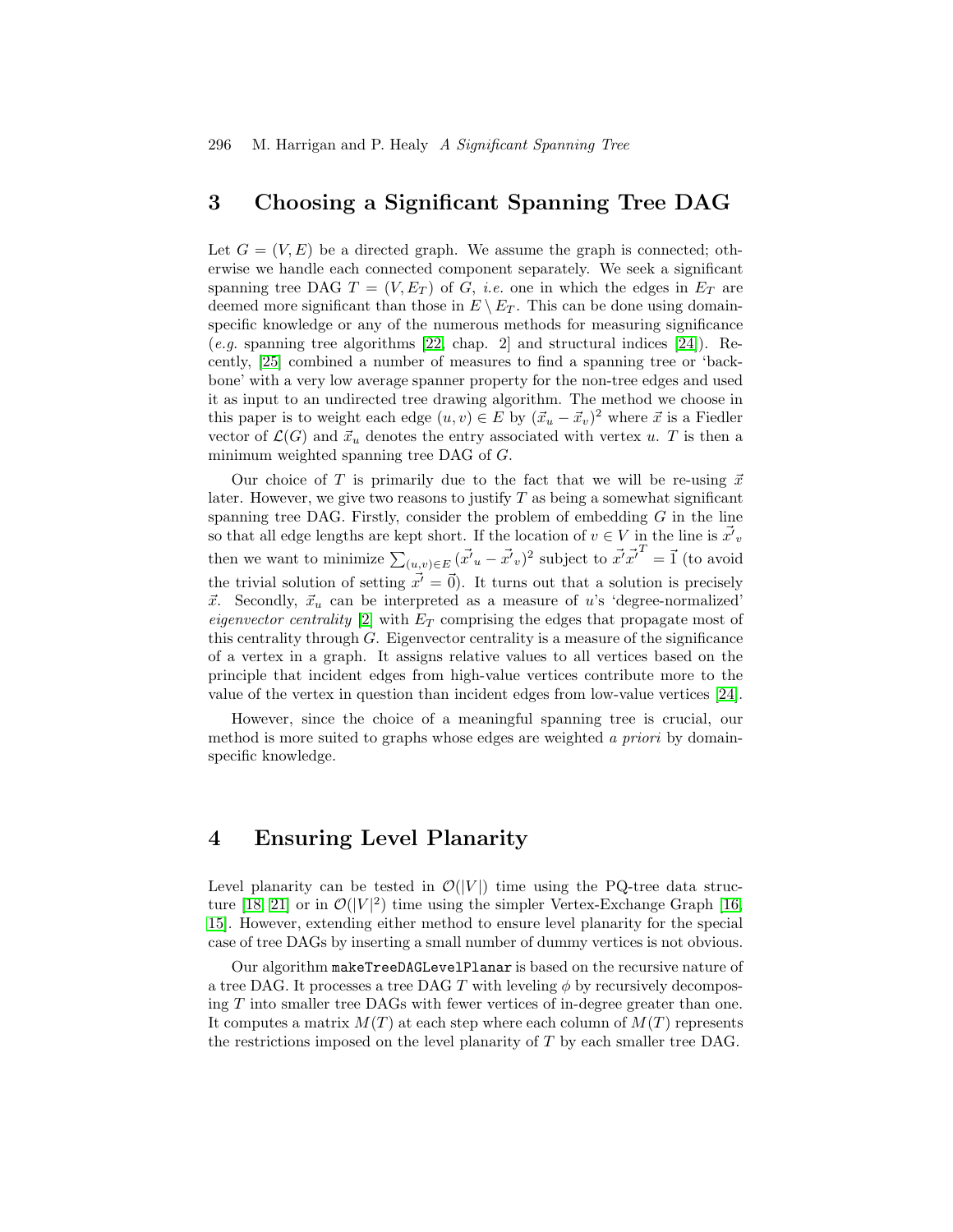## 3 Choosing a Significant Spanning Tree DAG

Let $G = (V, E)$ be a directed graph. We assume the graph is connected; otherwise we handle each connected component separately. We seek a significant spanning tree DAG $T = (V, E_T)$ of $G$, *i.e.* one in which the edges in $E_T$ are deemed more significant than those in $E \setminus E_T$. This can be done using domain-specific knowledge or any of the numerous methods for measuring significance (*e.g.* spanning tree algorithms [22, chap. 2] and structural indices [24]). Recently, [25] combined a number of measures to find a spanning tree or 'backbone' with a very low average spanner property for the non-tree edges and used it as input to an undirected tree drawing algorithm. The method we choose in this paper is to weight each edge $(u, v) \in E$ by $(\vec{x}_u - \vec{x}_v)^2$ where $\vec{x}$ is a Fiedler vector of $\mathcal{L}(G)$ and $\vec{x}_u$ denotes the entry associated with vertex $u$. $T$ is then a minimum weighted spanning tree DAG of $G$.

Our choice of $T$ is primarily due to the fact that we will be re-using $\vec{x}$ later. However, we give two reasons to justify $T$ as being a somewhat significant spanning tree DAG. Firstly, consider the problem of embedding $G$ in the line so that all edge lengths are kept short. If the location of $v \in V$ in the line is $\vec{x'}_v$ then we want to minimize $\sum_{(u,v)\in E} (\vec{x'}_u - \vec{x'}_v)^2$ subject to $\vec{x'}\vec{x'}^T = \vec{1}$ (to avoid the trivial solution of setting $\vec{x'} = \vec{0}$). It turns out that a solution is precisely $\vec{x}$. Secondly, $\vec{x}_u$ can be interpreted as a measure of $u$'s 'degree-normalized' *eigenvector centrality* [2] with $E_T$ comprising the edges that propagate most of this centrality through $G$. Eigenvector centrality is a measure of the significance of a vertex in a graph. It assigns relative values to all vertices based on the principle that incident edges from high-value vertices contribute more to the value of the vertex in question than incident edges from low-value vertices [24].

However, since the choice of a meaningful spanning tree is crucial, our method is more suited to graphs whose edges are weighted *a priori* by domain-specific knowledge.

## 4 Ensuring Level Planarity

Level planarity can be tested in $\mathcal{O}(|V|)$ time using the PQ-tree data structure [18, 21] or in $\mathcal{O}(|V|^2)$ time using the simpler Vertex-Exchange Graph [16, 15]. However, extending either method to ensure level planarity for the special case of tree DAGs by inserting a small number of dummy vertices is not obvious.

Our algorithm `makeTreeDAGLevelPlanar` is based on the recursive nature of a tree DAG. It processes a tree DAG $T$ with leveling $\phi$ by recursively decomposing $T$ into smaller tree DAGs with fewer vertices of in-degree greater than one. It computes a matrix $M(T)$ at each step where each column of $M(T)$ represents the restrictions imposed on the level planarity of $T$ by each smaller tree DAG.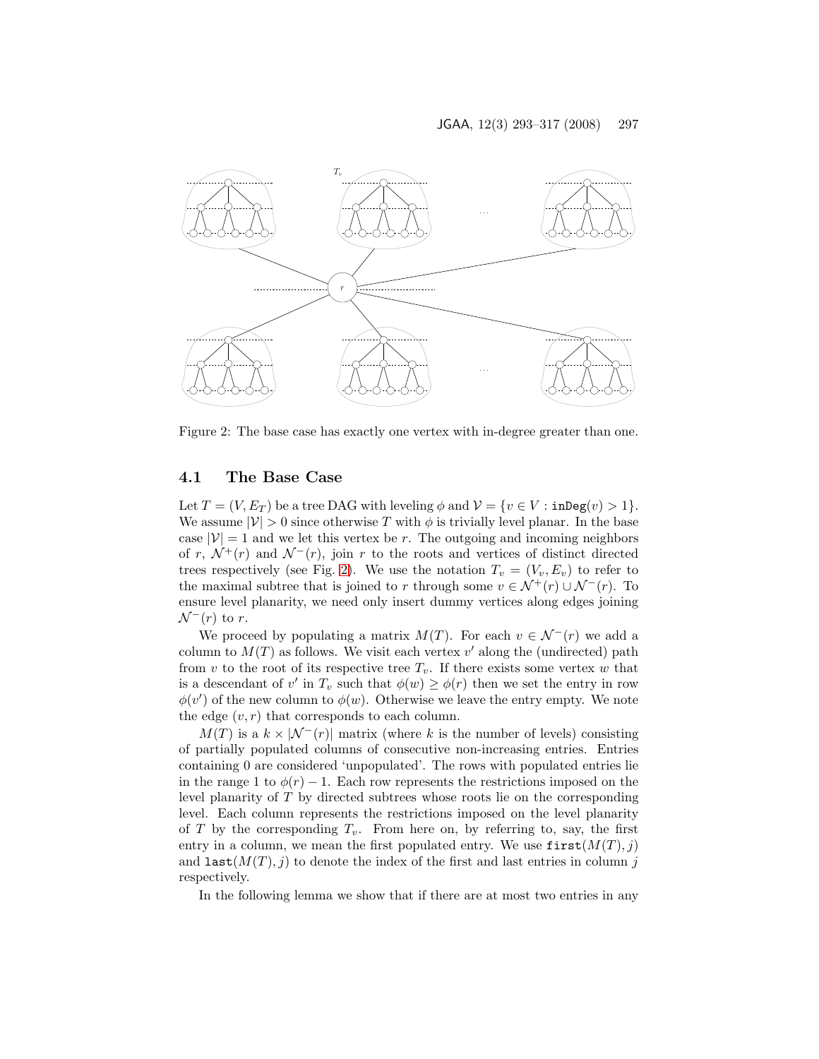Figure 2: The base case has exactly one vertex with in-degree greater than one.

### 4.1 The Base Case

Let $T = (V, E_T)$ be a tree DAG with leveling $\phi$ and $\mathcal{V} = \{v \in V : \texttt{inDeg}(v) > 1\}$. We assume $|\mathcal{V}| > 0$ since otherwise $T$ with $\phi$ is trivially level planar. In the base case $|\mathcal{V}| = 1$ and we let this vertex be $r$. The outgoing and incoming neighbors of $r$, $\mathcal{N}^+(r)$ and $\mathcal{N}^-(r)$, join $r$ to the roots and vertices of distinct directed trees respectively (see Fig. 2). We use the notation $T_v = (V_v, E_v)$ to refer to the maximal subtree that is joined to $r$ through some $v \in \mathcal{N}^+(r) \cup \mathcal{N}^-(r)$. To ensure level planarity, we need only insert dummy vertices along edges joining $\mathcal{N}^-(r)$ to $r$.

We proceed by populating a matrix $M(T)$. For each $v \in \mathcal{N}^-(r)$ we add a column to $M(T)$ as follows. We visit each vertex $v'$ along the (undirected) path from $v$ to the root of its respective tree $T_v$. If there exists some vertex $w$ that is a descendant of $v'$ in $T_v$ such that $\phi(w) \geq \phi(r)$ then we set the entry in row $\phi(v')$ of the new column to $\phi(w)$. Otherwise we leave the entry empty. We note the edge $(v, r)$ that corresponds to each column.

$M(T)$ is a $k \times |\mathcal{N}^-(r)|$ matrix (where $k$ is the number of levels) consisting of partially populated columns of consecutive non-increasing entries. Entries containing 0 are considered 'unpopulated'. The rows with populated entries lie in the range 1 to $\phi(r) - 1$. Each row represents the restrictions imposed on the level planarity of $T$ by directed subtrees whose roots lie on the corresponding level. Each column represents the restrictions imposed on the level planarity of $T$ by the corresponding $T_v$. From here on, by referring to, say, the first entry in a column, we mean the first populated entry. We use $\texttt{first}(M(T), j)$ and $\texttt{last}(M(T), j)$ to denote the index of the first and last entries in column $j$ respectively.

In the following lemma we show that if there are at most two entries in any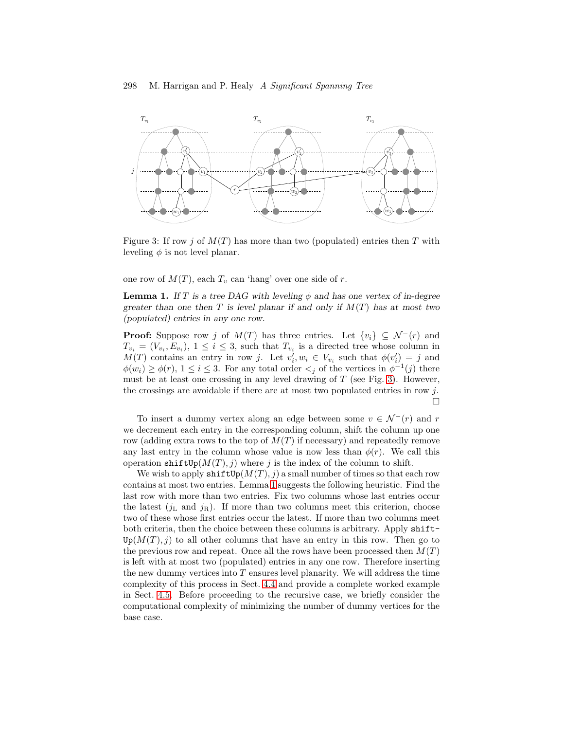Figure 3: If row $j$ of $M(T)$ has more than two (populated) entries then $T$ with leveling $\phi$ is not level planar.

one row of $M(T)$, each $T_v$ can 'hang' over one side of $r$.

**Lemma 1.** *If $T$ is a tree DAG with leveling $\phi$ and has one vertex of in-degree greater than one then $T$ is level planar if and only if $M(T)$ has at most two (populated) entries in any one row.*

**Proof:** Suppose row $j$ of $M(T)$ has three entries. Let $\{v_i\} \subseteq \mathcal{N}^-(r)$ and $T_{v_i} = (V_{v_i}, E_{v_i})$, $1 \leq i \leq 3$, such that $T_{v_i}$ is a directed tree whose column in $M(T)$ contains an entry in row $j$. Let $v_i', w_i \in V_{v_i}$ such that $\phi(v_i') = j$ and $\phi(w_i) \geq \phi(r)$, $1 \leq i \leq 3$. For any total order $<_j$ of the vertices in $\phi^{-1}(j)$ there must be at least one crossing in any level drawing of $T$ (see Fig. 3). However, the crossings are avoidable if there are at most two populated entries in row $j$. □

To insert a dummy vertex along an edge between some $v \in \mathcal{N}^-(r)$ and $r$ we decrement each entry in the corresponding column, shift the column up one row (adding extra rows to the top of $M(T)$ if necessary) and repeatedly remove any last entry in the column whose value is now less than $\phi(r)$. We call this operation `shiftUp`$(M(T), j)$ where $j$ is the index of the column to shift.

We wish to apply `shiftUp`$(M(T), j)$ a small number of times so that each row contains at most two entries. Lemma 1 suggests the following heuristic. Find the last row with more than two entries. Fix two columns whose last entries occur the latest ($j_{\mathrm{L}}$ and $j_{\mathrm{R}}$). If more than two columns meet this criterion, choose two of these whose first entries occur the latest. If more than two columns meet both criteria, then the choice between these columns is arbitrary. Apply `shift-Up`$(M(T), j)$ to all other columns that have an entry in this row. Then go to the previous row and repeat. Once all the rows have been processed then $M(T)$ is left with at most two (populated) entries in any one row. Therefore inserting the new dummy vertices into $T$ ensures level planarity. We will address the time complexity of this process in Sect. 4.4 and provide a complete worked example in Sect. 4.5. Before proceeding to the recursive case, we briefly consider the computational complexity of minimizing the number of dummy vertices for the base case.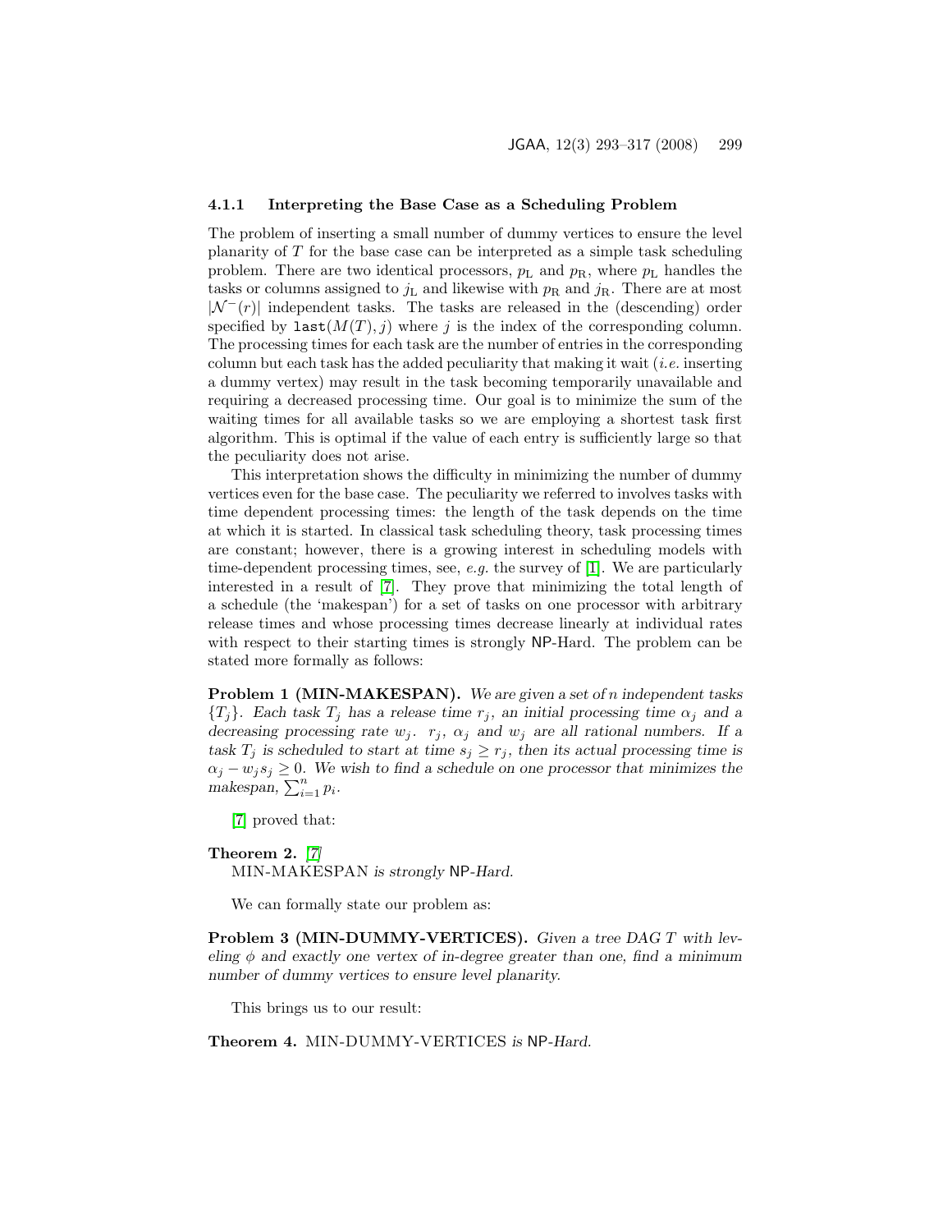#### 4.1.1 Interpreting the Base Case as a Scheduling Problem

The problem of inserting a small number of dummy vertices to ensure the level planarity of $T$ for the base case can be interpreted as a simple task scheduling problem. There are two identical processors, $p_{\mathrm{L}}$ and $p_{\mathrm{R}}$, where $p_{\mathrm{L}}$ handles the tasks or columns assigned to $j_{\mathrm{L}}$ and likewise with $p_{\mathrm{R}}$ and $j_{\mathrm{R}}$. There are at most $|\mathcal{N}^{-}(r)|$ independent tasks. The tasks are released in the (descending) order specified by $\texttt{last}(M(T), j)$ where $j$ is the index of the corresponding column. The processing times for each task are the number of entries in the corresponding column but each task has the added peculiarity that making it wait (*i.e.* inserting a dummy vertex) may result in the task becoming temporarily unavailable and requiring a decreased processing time. Our goal is to minimize the sum of the waiting times for all available tasks so we are employing a shortest task first algorithm. This is optimal if the value of each entry is sufficiently large so that the peculiarity does not arise.

This interpretation shows the difficulty in minimizing the number of dummy vertices even for the base case. The peculiarity we referred to involves tasks with time dependent processing times: the length of the task depends on the time at which it is started. In classical task scheduling theory, task processing times are constant; however, there is a growing interest in scheduling models with time-dependent processing times, see, *e.g.* the survey of [1]. We are particularly interested in a result of [7]. They prove that minimizing the total length of a schedule (the 'makespan') for a set of tasks on one processor with arbitrary release times and whose processing times decrease linearly at individual rates with respect to their starting times is strongly NP-Hard. The problem can be stated more formally as follows:

**Problem 1 (MIN-MAKESPAN).** *We are given a set of $n$ independent tasks $\{T_j\}$. Each task $T_j$ has a release time $r_j$, an initial processing time $\alpha_j$ and a decreasing processing rate $w_j$. $r_j$, $\alpha_j$ and $w_j$ are all rational numbers. If a task $T_j$ is scheduled to start at time $s_j \geq r_j$, then its actual processing time is $\alpha_j - w_j s_j \geq 0$. We wish to find a schedule on one processor that minimizes the makespan, $\sum_{i=1}^{n} p_i$.*

[7] proved that:

**Theorem 2.** [7]
MIN-MAKESPAN *is strongly* NP*-Hard.*

We can formally state our problem as:

**Problem 3 (MIN-DUMMY-VERTICES).** *Given a tree DAG $T$ with leveling $\phi$ and exactly one vertex of in-degree greater than one, find a minimum number of dummy vertices to ensure level planarity.*

This brings us to our result:

**Theorem 4.** MIN-DUMMY-VERTICES *is* NP*-Hard.*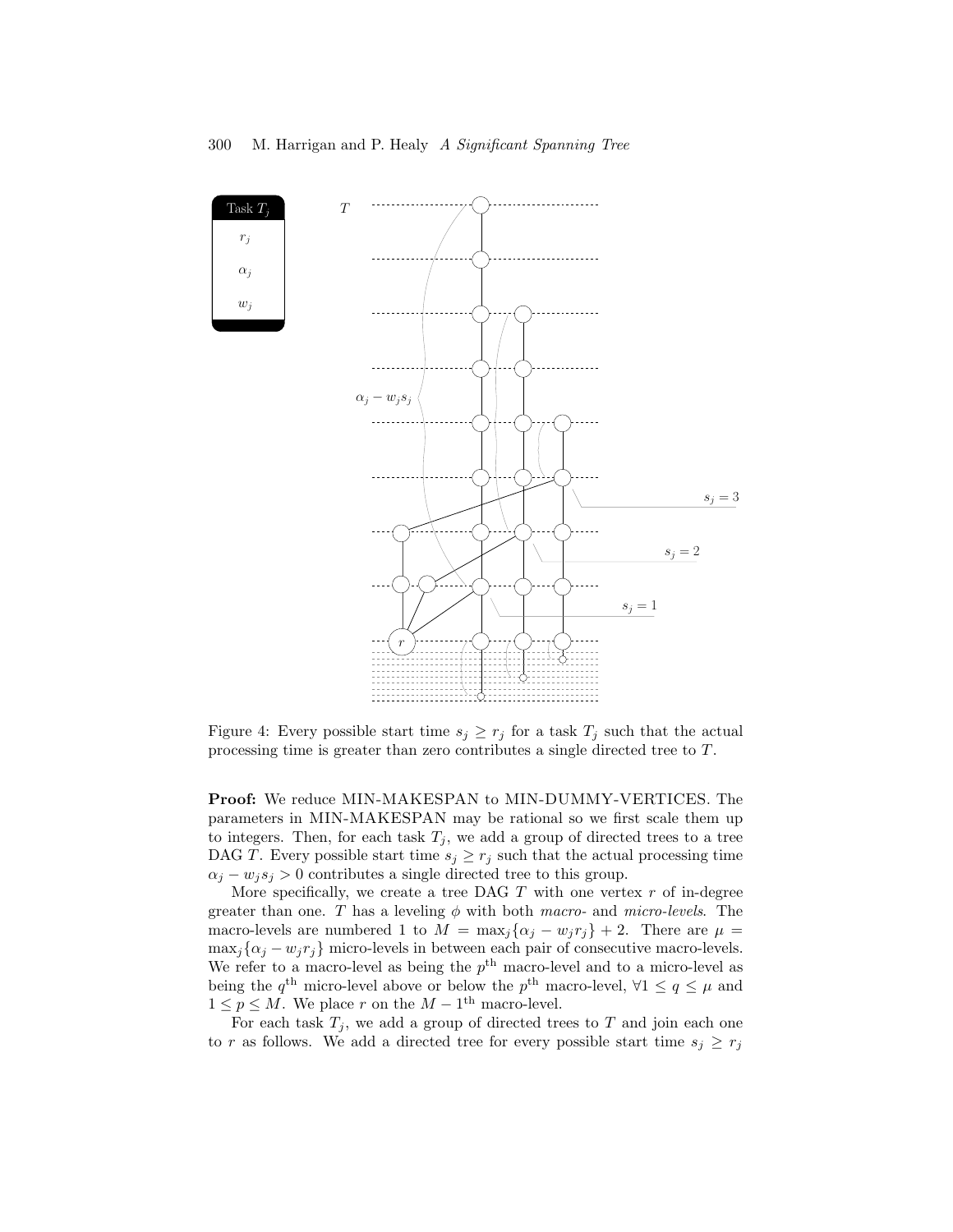Figure 4: Every possible start time $s_j \geq r_j$ for a task $T_j$ such that the actual processing time is greater than zero contributes a single directed tree to $T$.

**Proof:** We reduce MIN-MAKESPAN to MIN-DUMMY-VERTICES. The parameters in MIN-MAKESPAN may be rational so we first scale them up to integers. Then, for each task $T_j$, we add a group of directed trees to a tree DAG $T$. Every possible start time $s_j \geq r_j$ such that the actual processing time $\alpha_j - w_j s_j > 0$ contributes a single directed tree to this group.

More specifically, we create a tree DAG $T$ with one vertex $r$ of in-degree greater than one. $T$ has a leveling $\phi$ with both *macro-* and *micro-levels*. The macro-levels are numbered 1 to $M = \max_j\{\alpha_j - w_j r_j\} + 2$. There are $\mu = \max_j\{\alpha_j - w_j r_j\}$ micro-levels in between each pair of consecutive macro-levels. We refer to a macro-level as being the $p^{\text{th}}$ macro-level and to a micro-level as being the $q^{\text{th}}$ micro-level above or below the $p^{\text{th}}$ macro-level, $\forall 1 \leq q \leq \mu$ and $1 \leq p \leq M$. We place $r$ on the $M - 1^{\text{th}}$ macro-level.

For each task $T_j$, we add a group of directed trees to $T$ and join each one to $r$ as follows. We add a directed tree for every possible start time $s_j \geq r_j$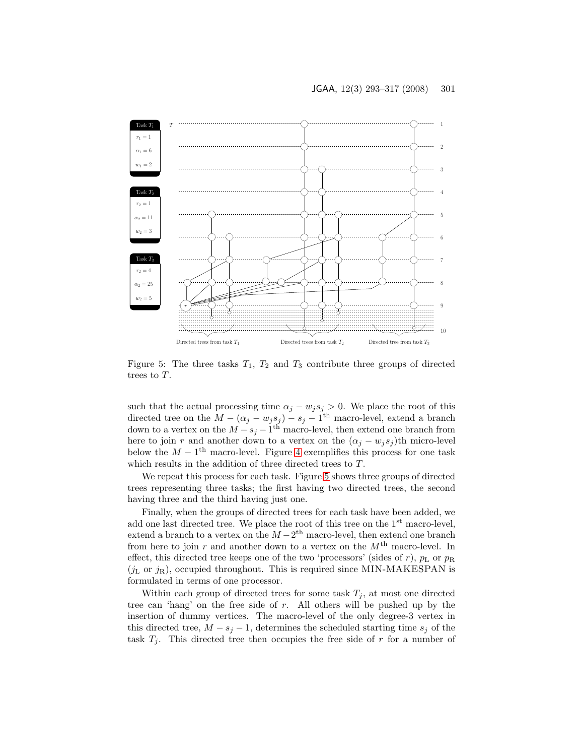Figure 5: The three tasks $T_1$, $T_2$ and $T_3$ contribute three groups of directed trees to $T$.

such that the actual processing time $\alpha_j - w_j s_j > 0$. We place the root of this directed tree on the $M - (\alpha_j - w_j s_j) - s_j - 1^{\text{th}}$ macro-level, extend a branch down to a vertex on the $M - s_j - 1^{\text{th}}$ macro-level, then extend one branch from here to join $r$ and another down to a vertex on the $(\alpha_j - w_j s_j)$th micro-level below the $M - 1^{\text{th}}$ macro-level. Figure 4 exemplifies this process for one task which results in the addition of three directed trees to $T$.

We repeat this process for each task. Figure 5 shows three groups of directed trees representing three tasks; the first having two directed trees, the second having three and the third having just one.

Finally, when the groups of directed trees for each task have been added, we add one last directed tree. We place the root of this tree on the $1^{\text{st}}$ macro-level, extend a branch to a vertex on the $M - 2^{\text{th}}$ macro-level, then extend one branch from here to join $r$ and another down to a vertex on the $M^{\text{th}}$ macro-level. In effect, this directed tree keeps one of the two 'processors' (sides of $r$), $p_{\text{L}}$ or $p_{\text{R}}$ ($j_{\text{L}}$ or $j_{\text{R}}$), occupied throughout. This is required since MIN-MAKESPAN is formulated in terms of one processor.

Within each group of directed trees for some task $T_j$, at most one directed tree can 'hang' on the free side of $r$. All others will be pushed up by the insertion of dummy vertices. The macro-level of the only degree-3 vertex in this directed tree, $M - s_j - 1$, determines the scheduled starting time $s_j$ of the task $T_j$. This directed tree then occupies the free side of $r$ for a number of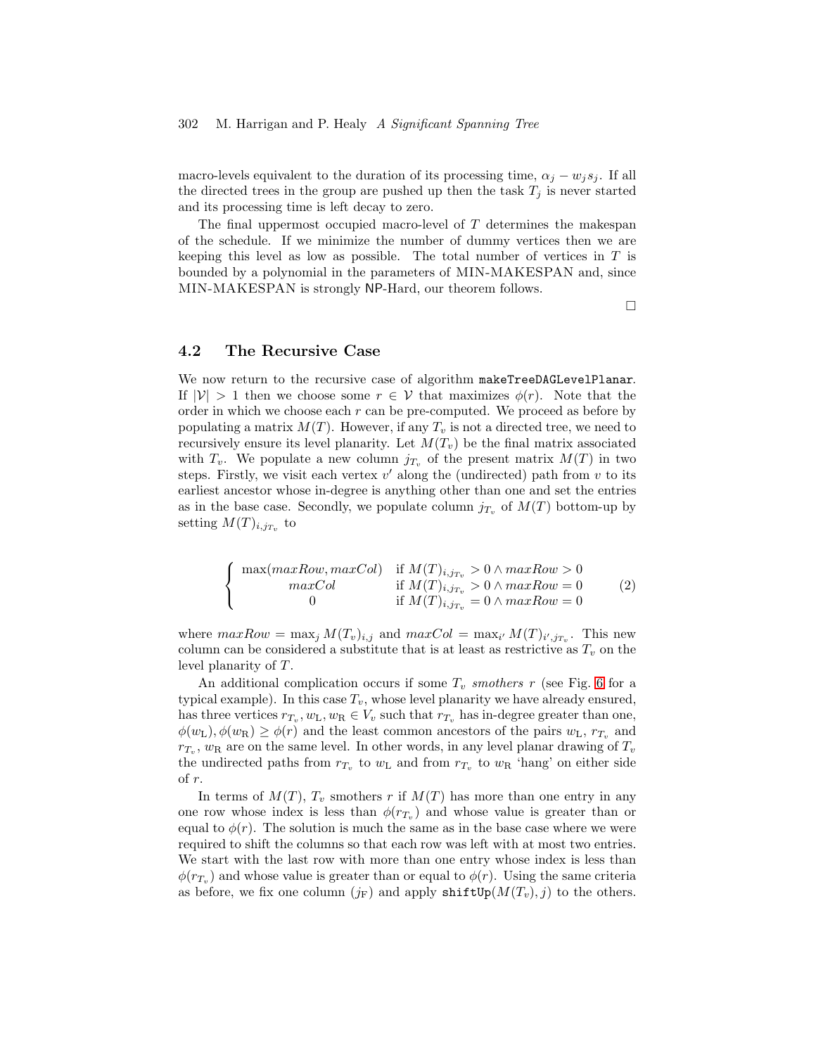macro-levels equivalent to the duration of its processing time, $\alpha_j - w_j s_j$. If all the directed trees in the group are pushed up then the task $T_j$ is never started and its processing time is left decay to zero.

The final uppermost occupied macro-level of $T$ determines the makespan of the schedule. If we minimize the number of dummy vertices then we are keeping this level as low as possible. The total number of vertices in $T$ is bounded by a polynomial in the parameters of MIN-MAKESPAN and, since MIN-MAKESPAN is strongly NP-Hard, our theorem follows.

□

### 4.2 The Recursive Case

We now return to the recursive case of algorithm `makeTreeDAGLevelPlanar`. If $|\mathcal{V}| > 1$ then we choose some $r \in \mathcal{V}$ that maximizes $\phi(r)$. Note that the order in which we choose each $r$ can be pre-computed. We proceed as before by populating a matrix $M(T)$. However, if any $T_v$ is not a directed tree, we need to recursively ensure its level planarity. Let $M(T_v)$ be the final matrix associated with $T_v$. We populate a new column $j_{T_v}$ of the present matrix $M(T)$ in two steps. Firstly, we visit each vertex $v'$ along the (undirected) path from $v$ to its earliest ancestor whose in-degree is anything other than one and set the entries as in the base case. Secondly, we populate column $j_{T_v}$ of $M(T)$ bottom-up by setting $M(T)_{i,j_{T_v}}$ to

$$\begin{cases} \max(maxRow, maxCol) & \text{if } M(T)_{i,j_{T_v}} > 0 \wedge maxRow > 0 \\ maxCol & \text{if } M(T)_{i,j_{T_v}} > 0 \wedge maxRow = 0 \\ 0 & \text{if } M(T)_{i,j_{T_v}} = 0 \wedge maxRow = 0 \end{cases} \tag{2}$$

where $maxRow = \max_j M(T_v)_{i,j}$ and $maxCol = \max_{i'} M(T)_{i',j_{T_v}}$. This new column can be considered a substitute that is at least as restrictive as $T_v$ on the level planarity of $T$.

An additional complication occurs if some $T_v$ *smothers* $r$ (see Fig. 6 for a typical example). In this case $T_v$, whose level planarity we have already ensured, has three vertices $r_{T_v}, w_{\mathrm{L}}, w_{\mathrm{R}} \in V_v$ such that $r_{T_v}$ has in-degree greater than one, $\phi(w_{\mathrm{L}}), \phi(w_{\mathrm{R}}) \geq \phi(r)$ and the least common ancestors of the pairs $w_{\mathrm{L}}$, $r_{T_v}$ and $r_{T_v}$, $w_{\mathrm{R}}$ are on the same level. In other words, in any level planar drawing of $T_v$ the undirected paths from $r_{T_v}$ to $w_{\mathrm{L}}$ and from $r_{T_v}$ to $w_{\mathrm{R}}$ 'hang' on either side of $r$.

In terms of $M(T)$, $T_v$ smothers $r$ if $M(T)$ has more than one entry in any one row whose index is less than $\phi(r_{T_v})$ and whose value is greater than or equal to $\phi(r)$. The solution is much the same as in the base case where we were required to shift the columns so that each row was left with at most two entries. We start with the last row with more than one entry whose index is less than $\phi(r_{T_v})$ and whose value is greater than or equal to $\phi(r)$. Using the same criteria as before, we fix one column ($j_{\mathrm{F}}$) and apply `shiftUp`$(M(T_v), j)$ to the others.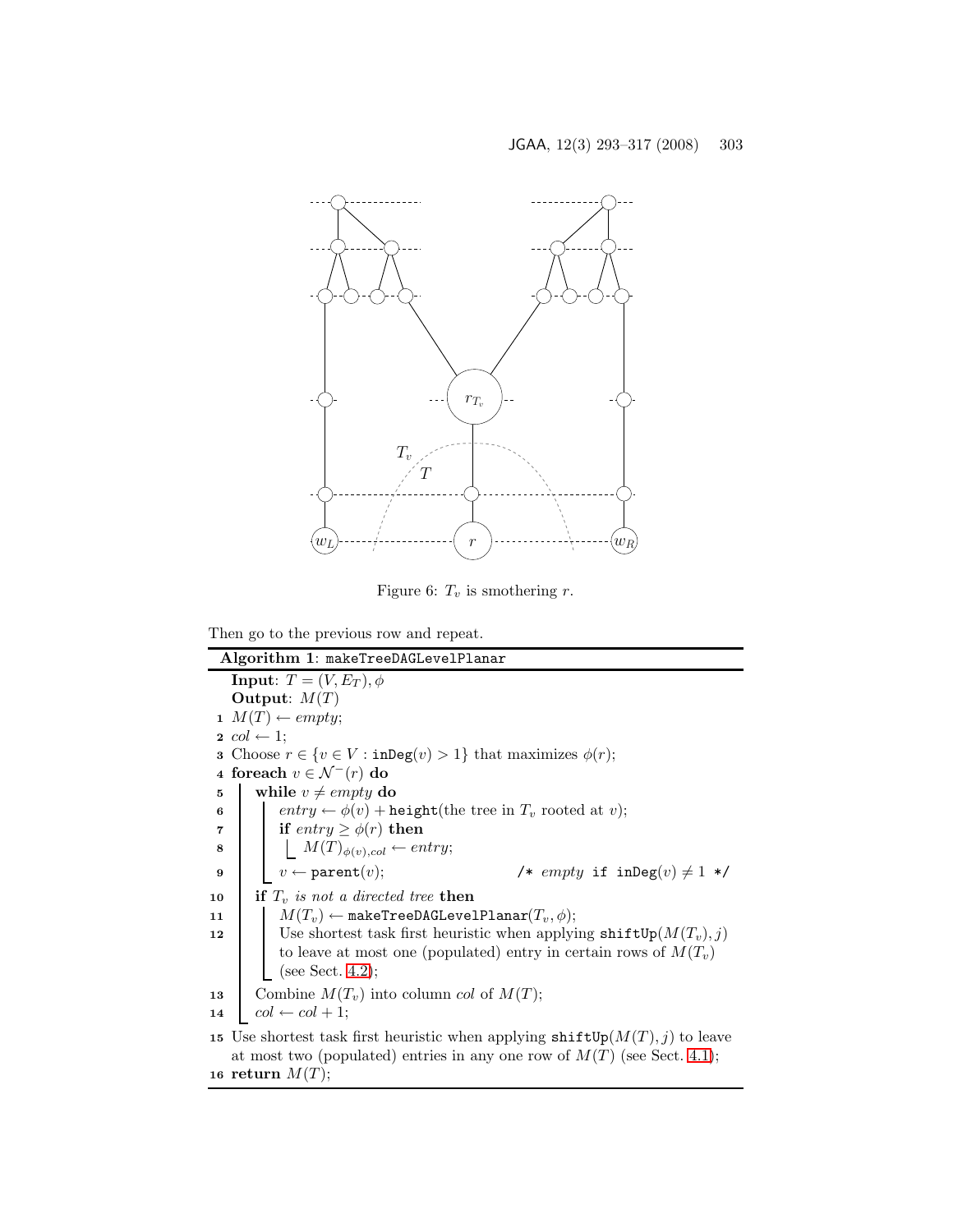Figure 6: $T_v$ is smothering $r$.

Then go to the previous row and repeat.

**Algorithm 1**: `makeTreeDAGLevelPlanar`

```
   Input: T = (V, E_T), φ
   Output: M(T)
1  M(T) ← empty;
2  col ← 1;
3  Choose r ∈ {v ∈ V : inDeg(v) > 1} that maximizes φ(r);
4  foreach v ∈ N⁻(r) do
5      while v ≠ empty do
6          entry ← φ(v) + height(the tree in T_v rooted at v);
7          if entry ≥ φ(r) then
8              M(T)_{φ(v),col} ← entry;
9          v ← parent(v);                        /* empty if inDeg(v) ≠ 1 */
10     if T_v is not a directed tree then
11         M(T_v) ← makeTreeDAGLevelPlanar(T_v, φ);
12         Use shortest task first heuristic when applying shiftUp(M(T_v), j)
           to leave at most one (populated) entry in certain rows of M(T_v)
           (see Sect. 4.2);
13     Combine M(T_v) into column col of M(T);
14     col ← col + 1;
15 Use shortest task first heuristic when applying shiftUp(M(T), j) to leave
   at most two (populated) entries in any one row of M(T) (see Sect. 4.1);
16 return M(T);
```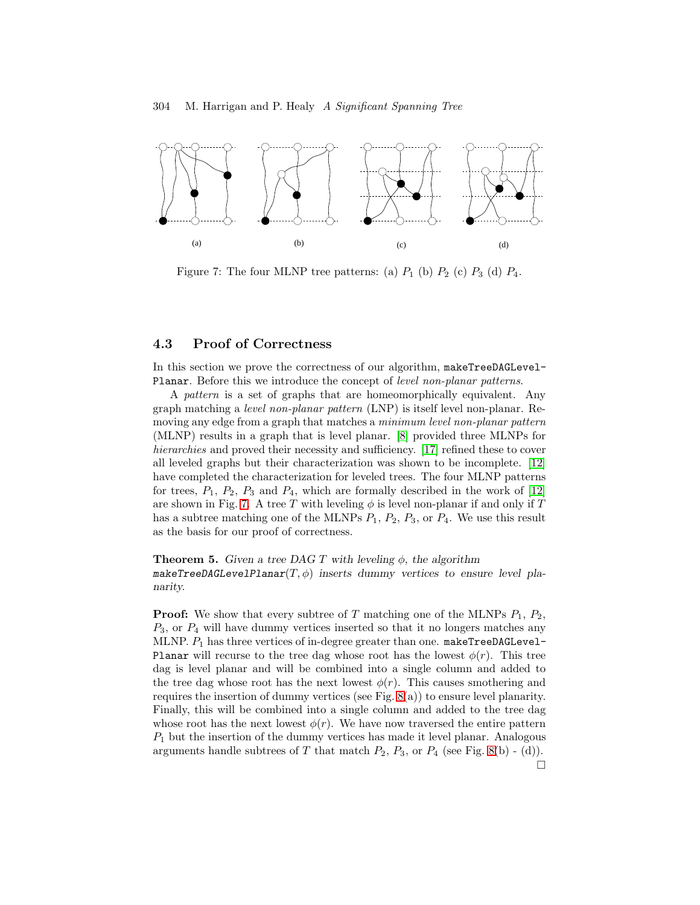Figure 7: The four MLNP tree patterns: (a) $P_1$ (b) $P_2$ (c) $P_3$ (d) $P_4$.

### 4.3 Proof of Correctness

In this section we prove the correctness of our algorithm, `makeTreeDAGLevelPlanar`. Before this we introduce the concept of *level non-planar patterns*.

A *pattern* is a set of graphs that are homeomorphically equivalent. Any graph matching a *level non-planar pattern* (LNP) is itself level non-planar. Removing any edge from a graph that matches a *minimum level non-planar pattern* (MLNP) results in a graph that is level planar. [8] provided three MLNPs for *hierarchies* and proved their necessity and sufficiency. [17] refined these to cover all leveled graphs but their characterization was shown to be incomplete. [12] have completed the characterization for leveled trees. The four MLNP patterns for trees, $P_1$, $P_2$, $P_3$ and $P_4$, which are formally described in the work of [12] are shown in Fig. 7. A tree $T$ with leveling $\phi$ is level non-planar if and only if $T$ has a subtree matching one of the MLNPs $P_1$, $P_2$, $P_3$, or $P_4$. We use this result as the basis for our proof of correctness.

**Theorem 5.** *Given a tree DAG $T$ with leveling $\phi$, the algorithm `makeTreeDAGLevelPlanar`$(T, \phi)$ inserts dummy vertices to ensure level planarity.*

**Proof:** We show that every subtree of $T$ matching one of the MLNPs $P_1$, $P_2$, $P_3$, or $P_4$ will have dummy vertices inserted so that it no longers matches any MLNP. $P_1$ has three vertices of in-degree greater than one. `makeTreeDAGLevelPlanar` will recurse to the tree dag whose root has the lowest $\phi(r)$. This tree dag is level planar and will be combined into a single column and added to the tree dag whose root has the next lowest $\phi(r)$. This causes smothering and requires the insertion of dummy vertices (see Fig. 8(a)) to ensure level planarity. Finally, this will be combined into a single column and added to the tree dag whose root has the next lowest $\phi(r)$. We have now traversed the entire pattern $P_1$ but the insertion of the dummy vertices has made it level planar. Analogous arguments handle subtrees of $T$ that match $P_2$, $P_3$, or $P_4$ (see Fig. 8(b) - (d)).
□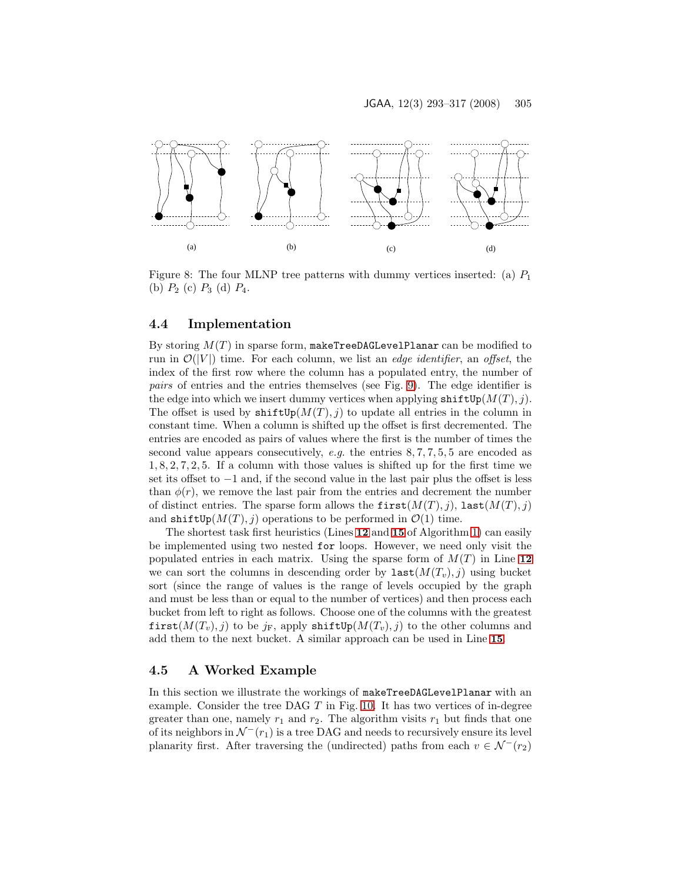Figure 8: The four MLNP tree patterns with dummy vertices inserted: (a) $P_1$ (b) $P_2$ (c) $P_3$ (d) $P_4$.

### 4.4 Implementation

By storing $M(T)$ in sparse form, `makeTreeDAGLevelPlanar` can be modified to run in $\mathcal{O}(|V|)$ time. For each column, we list an *edge identifier*, an *offset*, the index of the first row where the column has a populated entry, the number of *pairs* of entries and the entries themselves (see Fig. 9). The edge identifier is the edge into which we insert dummy vertices when applying `shiftUp`$(M(T), j)$. The offset is used by `shiftUp`$(M(T), j)$ to update all entries in the column in constant time. When a column is shifted up the offset is first decremented. The entries are encoded as pairs of values where the first is the number of times the second value appears consecutively, *e.g.* the entries $8, 7, 7, 5, 5$ are encoded as $1, 8, 2, 7, 2, 5$. If a column with those values is shifted up for the first time we set its offset to $-1$ and, if the second value in the last pair plus the offset is less than $\phi(r)$, we remove the last pair from the entries and decrement the number of distinct entries. The sparse form allows the `first`$(M(T), j)$, `last`$(M(T), j)$ and `shiftUp`$(M(T), j)$ operations to be performed in $\mathcal{O}(1)$ time.

The shortest task first heuristics (Lines **12** and **15** of Algorithm 1) can easily be implemented using two nested `for` loops. However, we need only visit the populated entries in each matrix. Using the sparse form of $M(T)$ in Line **12** we can sort the columns in descending order by `last`$(M(T_v), j)$ using bucket sort (since the range of values is the range of levels occupied by the graph and must be less than or equal to the number of vertices) and then process each bucket from left to right as follows. Choose one of the columns with the greatest `first`$(M(T_v), j)$ to be $j_F$, apply `shiftUp`$(M(T_v), j)$ to the other columns and add them to the next bucket. A similar approach can be used in Line **15**.

### 4.5 A Worked Example

In this section we illustrate the workings of `makeTreeDAGLevelPlanar` with an example. Consider the tree DAG $T$ in Fig. 10. It has two vertices of in-degree greater than one, namely $r_1$ and $r_2$. The algorithm visits $r_1$ but finds that one of its neighbors in $\mathcal{N}^-(r_1)$ is a tree DAG and needs to recursively ensure its level planarity first. After traversing the (undirected) paths from each $v \in \mathcal{N}^-(r_2)$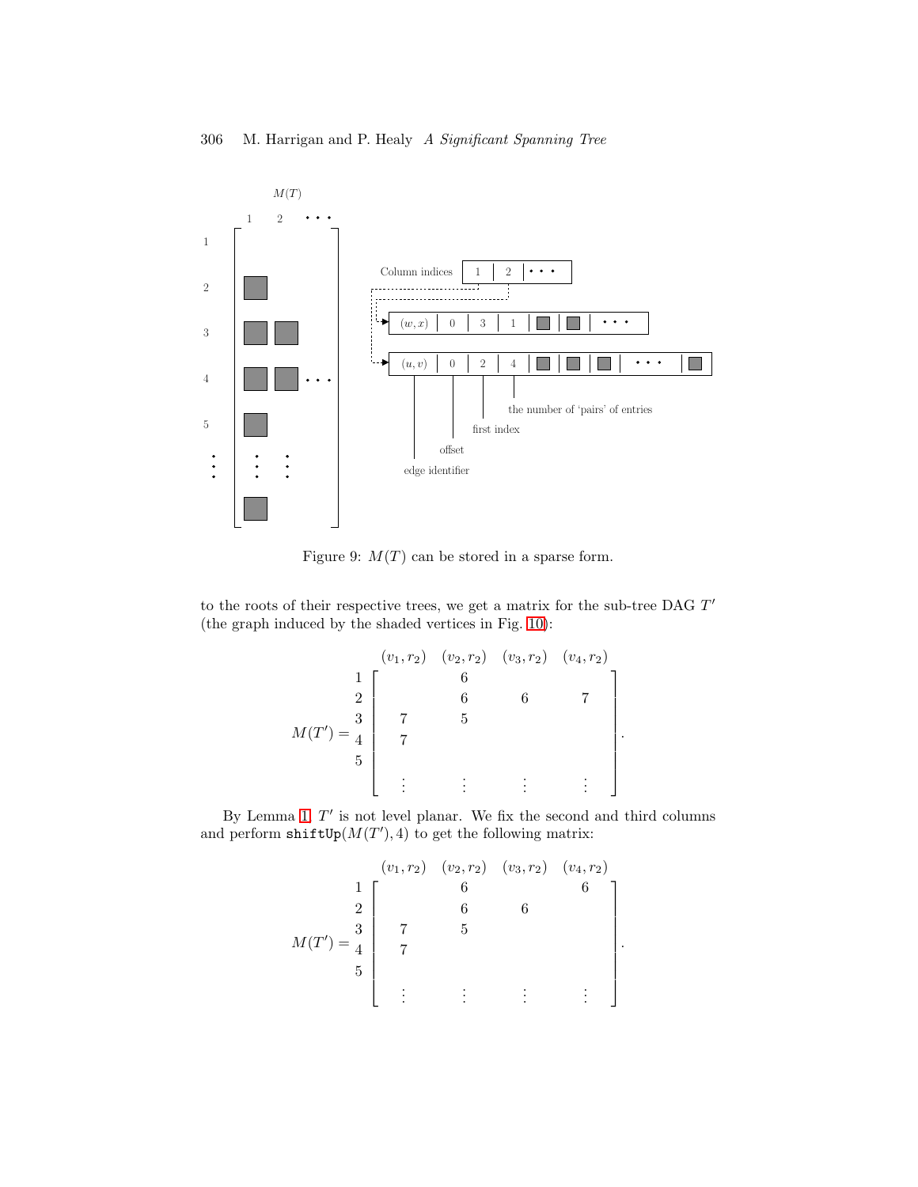Figure 9: $M(T)$ can be stored in a sparse form.

to the roots of their respective trees, we get a matrix for the sub-tree DAG $T'$ (the graph induced by the shaded vertices in Fig. 10):

$$M(T') = \begin{array}{c} \\ 1 \\ 2 \\ 3 \\ 4 \\ 5 \\ \\ \end{array} \begin{array}{c} \begin{array}{cccc} (v_1, r_2) & (v_2, r_2) & (v_3, r_2) & (v_4, r_2) \end{array} \\ \left[ \begin{array}{cccc} & 6 & & \\ & 6 & 6 & 7 \\ 7 & 5 & & \\ 7 & & & \\ & & & \\ \vdots & \vdots & \vdots & \vdots \end{array} \right] \end{array}.$$

By Lemma 1, $T'$ is not level planar. We fix the second and third columns and perform `shiftUp`$(M(T'), 4)$ to get the following matrix:

$$M(T') = \begin{array}{c} \\ 1 \\ 2 \\ 3 \\ 4 \\ 5 \\ \\ \end{array} \begin{array}{c} \begin{array}{cccc} (v_1, r_2) & (v_2, r_2) & (v_3, r_2) & (v_4, r_2) \end{array} \\ \left[ \begin{array}{cccc} & 6 & & 6 \\ & 6 & 6 & \\ 7 & 5 & & \\ 7 & & & \\ & & & \\ \vdots & \vdots & \vdots & \vdots \end{array} \right] \end{array}.$$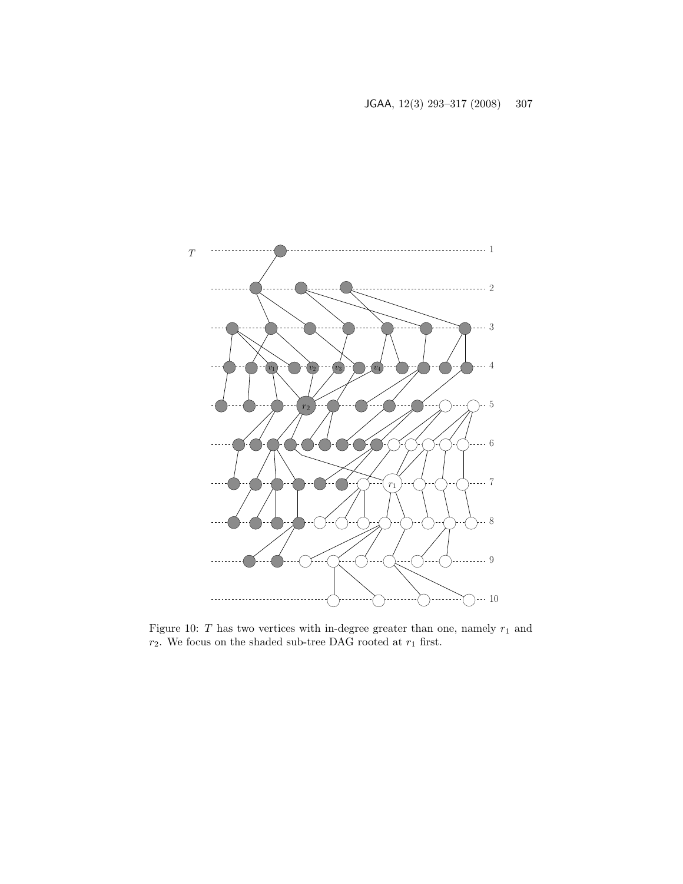Figure 10: $T$ has two vertices with in-degree greater than one, namely $r_1$ and $r_2$. We focus on the shaded sub-tree DAG rooted at $r_1$ first.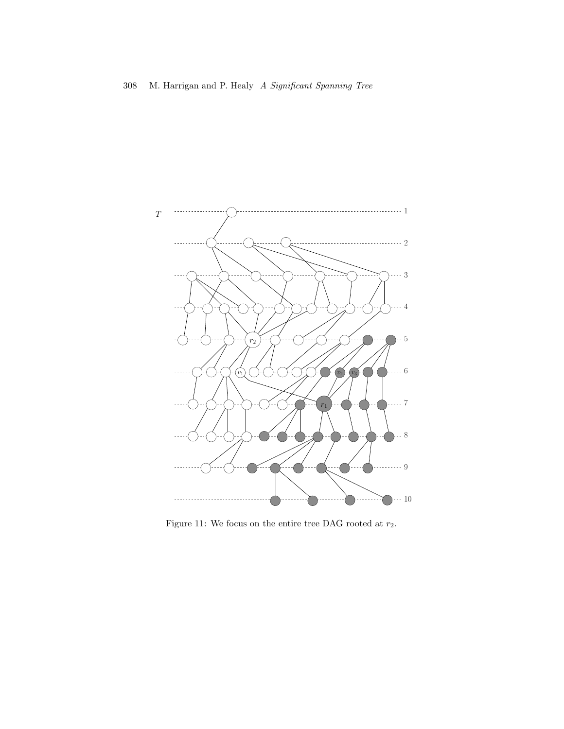Figure 11: We focus on the entire tree DAG rooted at $r_2$.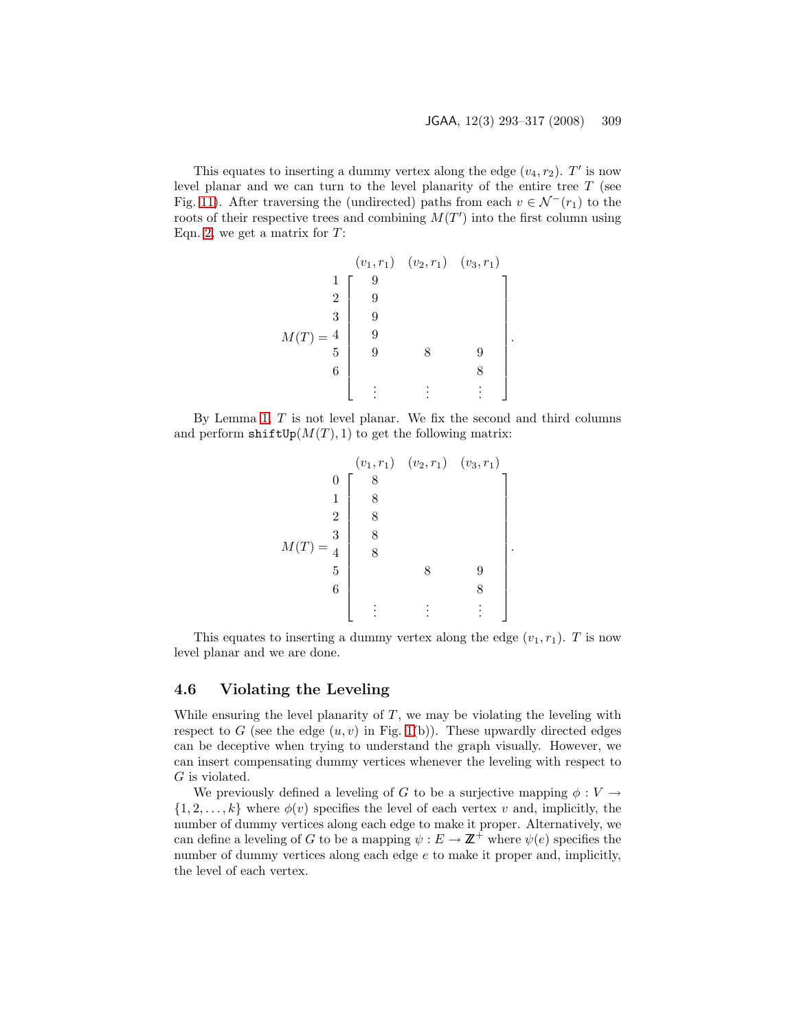This equates to inserting a dummy vertex along the edge $(v_4, r_2)$. $T'$ is now level planar and we can turn to the level planarity of the entire tree $T$ (see Fig. 11). After traversing the (undirected) paths from each $v \in \mathcal{N}^-(r_1)$ to the roots of their respective trees and combining $M(T')$ into the first column using Eqn. 2, we get a matrix for $T$:

$$
M(T) = \begin{array}{c} \\ 1 \\ 2 \\ 3 \\ 4 \\ 5 \\ 6 \\ \\ \end{array}
\begin{array}{c}
\begin{array}{ccc} (v_1, r_1) & (v_2, r_1) & (v_3, r_1) \end{array} \\
\left[ \begin{array}{ccc}
9 & & \\
9 & & \\
9 & & \\
9 & & \\
9 & 8 & 9 \\
 & & 8 \\
\vdots & \vdots & \vdots
\end{array} \right]
\end{array}.
$$

By Lemma 1, $T$ is not level planar. We fix the second and third columns and perform $\texttt{shiftUp}(M(T), 1)$ to get the following matrix:

$$
M(T) = \begin{array}{c} \\ 0 \\ 1 \\ 2 \\ 3 \\ 4 \\ 5 \\ 6 \\ \\ \end{array}
\begin{array}{c}
\begin{array}{ccc} (v_1, r_1) & (v_2, r_1) & (v_3, r_1) \end{array} \\
\left[ \begin{array}{ccc}
8 & & \\
8 & & \\
8 & & \\
8 & & \\
8 & & \\
 & 8 & 9 \\
 & & 8 \\
\vdots & \vdots & \vdots
\end{array} \right]
\end{array}.
$$

This equates to inserting a dummy vertex along the edge $(v_1, r_1)$. $T$ is now level planar and we are done.

### 4.6 Violating the Leveling

While ensuring the level planarity of $T$, we may be violating the leveling with respect to $G$ (see the edge $(u, v)$ in Fig. 1(b)). These upwardly directed edges can be deceptive when trying to understand the graph visually. However, we can insert compensating dummy vertices whenever the leveling with respect to $G$ is violated.

We previously defined a leveling of $G$ to be a surjective mapping $\phi : V \to \{1, 2, \ldots, k\}$ where $\phi(v)$ specifies the level of each vertex $v$ and, implicitly, the number of dummy vertices along each edge to make it proper. Alternatively, we can define a leveling of $G$ to be a mapping $\psi : E \to \mathbb{Z}^+$ where $\psi(e)$ specifies the number of dummy vertices along each edge $e$ to make it proper and, implicitly, the level of each vertex.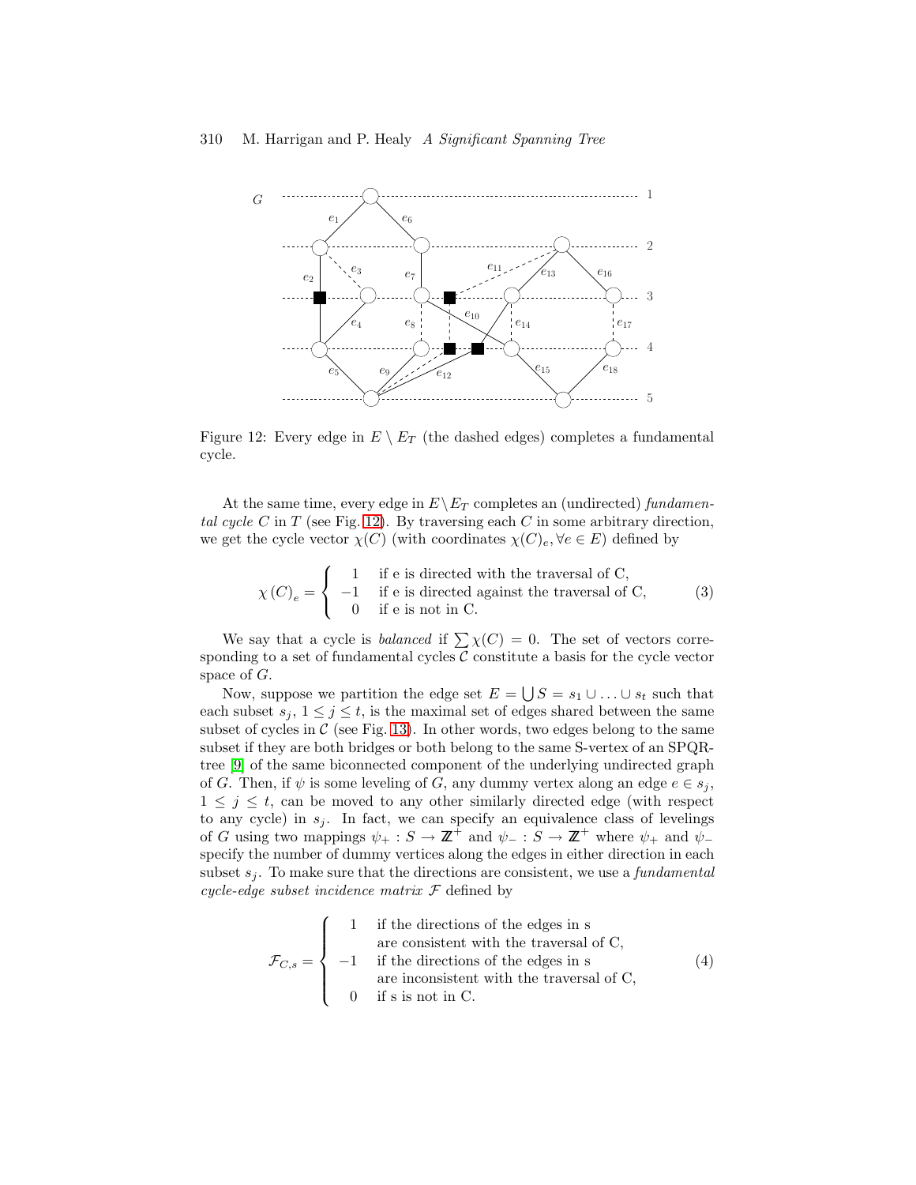Figure 12: Every edge in $E \setminus E_T$ (the dashed edges) completes a fundamental cycle.

At the same time, every edge in $E \setminus E_T$ completes an (undirected) *fundamental cycle* $C$ in $T$ (see Fig. 12). By traversing each $C$ in some arbitrary direction, we get the cycle vector $\chi(C)$ (with coordinates $\chi(C)_e, \forall e \in E$) defined by

$$\chi(C)_e = \begin{cases} 1 & \text{if e is directed with the traversal of C,} \\ -1 & \text{if e is directed against the traversal of C,} \\ 0 & \text{if e is not in C.} \end{cases} \tag{3}$$

We say that a cycle is *balanced* if $\sum \chi(C) = 0$. The set of vectors corresponding to a set of fundamental cycles $\mathcal{C}$ constitute a basis for the cycle vector space of $G$.

Now, suppose we partition the edge set $E = \bigcup S = s_1 \cup \ldots \cup s_t$ such that each subset $s_j$, $1 \leq j \leq t$, is the maximal set of edges shared between the same subset of cycles in $\mathcal{C}$ (see Fig. 13). In other words, two edges belong to the same subset if they are both bridges or both belong to the same S-vertex of an SPQR-tree [9] of the same biconnected component of the underlying undirected graph of $G$. Then, if $\psi$ is some leveling of $G$, any dummy vertex along an edge $e \in s_j$, $1 \leq j \leq t$, can be moved to any other similarly directed edge (with respect to any cycle) in $s_j$. In fact, we can specify an equivalence class of levelings of $G$ using two mappings $\psi_+ : S \rightarrow \mathbb{Z}^+$ and $\psi_- : S \rightarrow \mathbb{Z}^+$ where $\psi_+$ and $\psi_-$ specify the number of dummy vertices along the edges in either direction in each subset $s_j$. To make sure that the directions are consistent, we use a *fundamental cycle-edge subset incidence matrix* $\mathcal{F}$ defined by

$$\mathcal{F}_{C,s} = \begin{cases} 1 & \text{if the directions of the edges in s} \\ & \text{are consistent with the traversal of C,} \\ -1 & \text{if the directions of the edges in s} \\ & \text{are inconsistent with the traversal of C,} \\ 0 & \text{if s is not in C.} \end{cases} \tag{4}$$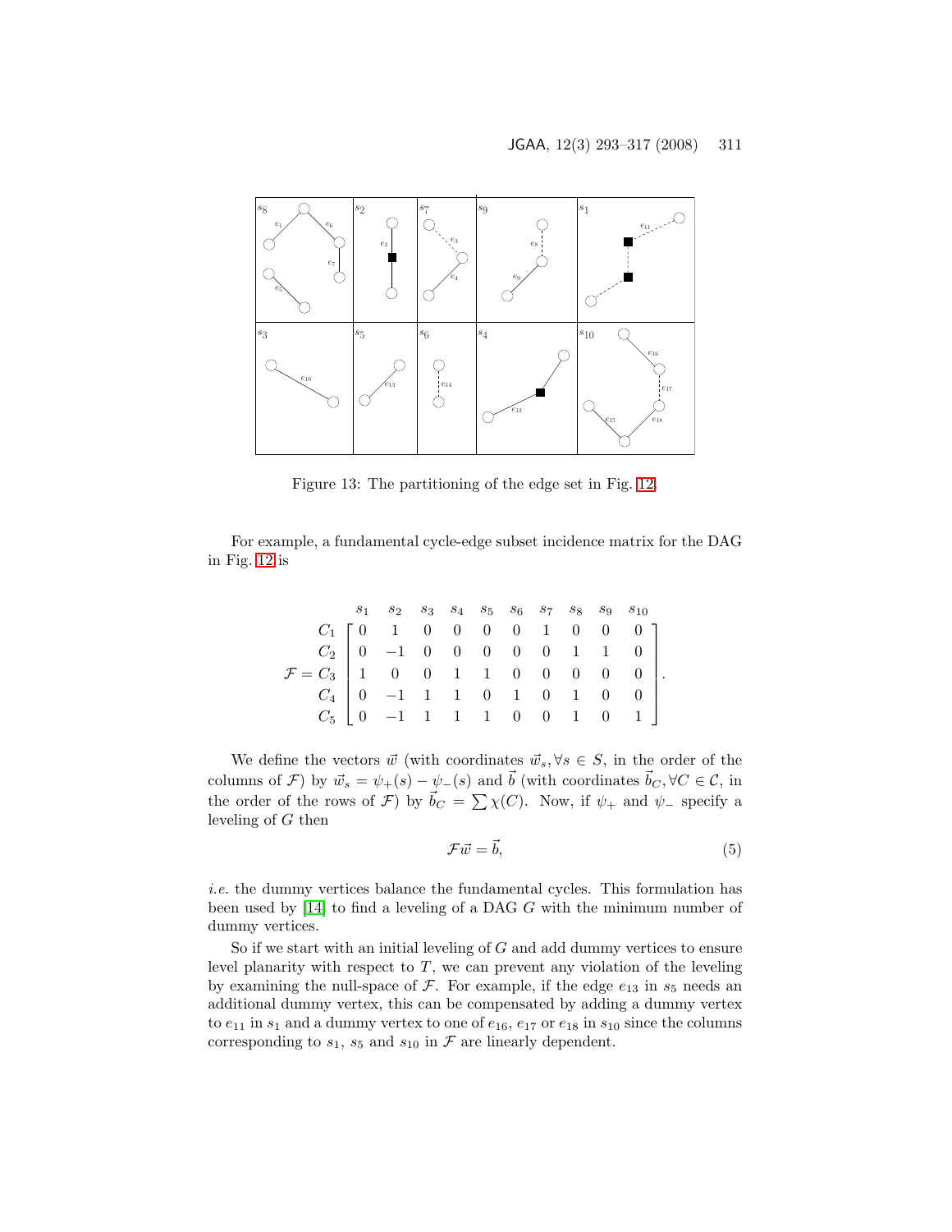Figure 13: The partitioning of the edge set in Fig. 12.

For example, a fundamental cycle-edge subset incidence matrix for the DAG in Fig. 12 is

$$
\mathcal{F} = \begin{array}{c} \\ C_1 \\ C_2 \\ C_3 \\ C_4 \\ C_5 \end{array}
\begin{array}{c}
\begin{array}{cccccccccc} s_1 & s_2 & s_3 & s_4 & s_5 & s_6 & s_7 & s_8 & s_9 & s_{10} \end{array} \\
\left[\begin{array}{cccccccccc}
0 & 1 & 0 & 0 & 0 & 0 & 1 & 0 & 0 & 0 \\
0 & -1 & 0 & 0 & 0 & 0 & 0 & 1 & 1 & 0 \\
1 & 0 & 0 & 1 & 1 & 0 & 0 & 0 & 0 & 0 \\
0 & -1 & 1 & 1 & 0 & 1 & 0 & 1 & 0 & 0 \\
0 & -1 & 1 & 1 & 1 & 0 & 0 & 1 & 0 & 1
\end{array}\right]
\end{array}.
$$

We define the vectors $\vec{w}$ (with coordinates $\vec{w}_s, \forall s \in S$, in the order of the columns of $\mathcal{F}$) by $\vec{w}_s = \psi_+(s) - \psi_-(s)$ and $\vec{b}$ (with coordinates $\vec{b}_C, \forall C \in \mathcal{C}$, in the order of the rows of $\mathcal{F}$) by $\vec{b}_C = \sum \chi(C)$. Now, if $\psi_+$ and $\psi_-$ specify a leveling of $G$ then

$$
\mathcal{F}\vec{w} = \vec{b}, \tag{5}
$$

*i.e.* the dummy vertices balance the fundamental cycles. This formulation has been used by [14] to find a leveling of a DAG $G$ with the minimum number of dummy vertices.

So if we start with an initial leveling of $G$ and add dummy vertices to ensure level planarity with respect to $T$, we can prevent any violation of the leveling by examining the null-space of $\mathcal{F}$. For example, if the edge $e_{13}$ in $s_5$ needs an additional dummy vertex, this can be compensated by adding a dummy vertex to $e_{11}$ in $s_1$ and a dummy vertex to one of $e_{16}$, $e_{17}$ or $e_{18}$ in $s_{10}$ since the columns corresponding to $s_1$, $s_5$ and $s_{10}$ in $\mathcal{F}$ are linearly dependent.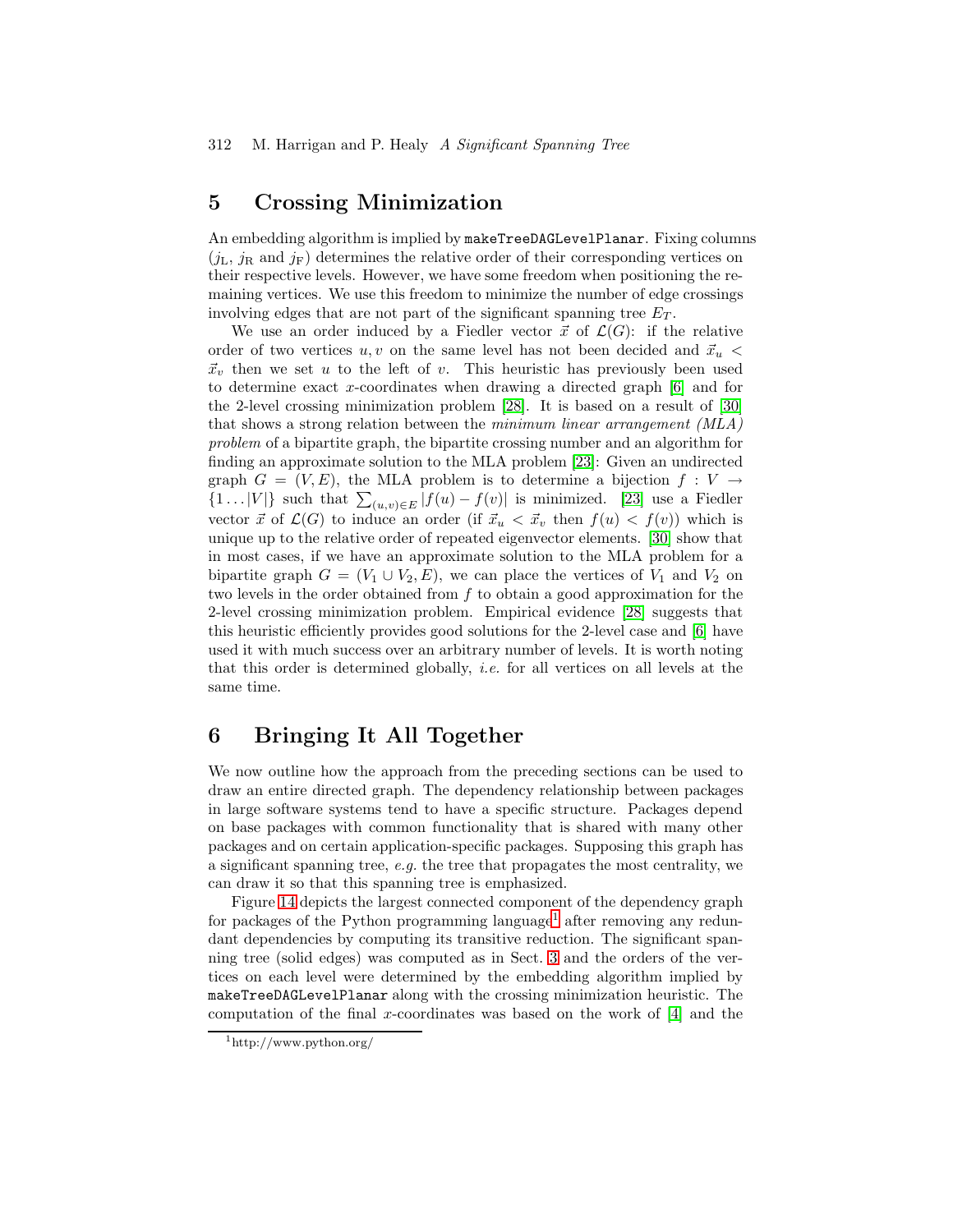## 5 Crossing Minimization

An embedding algorithm is implied by `makeTreeDAGLevelPlanar`. Fixing columns ($j_{\mathrm{L}}$, $j_{\mathrm{R}}$ and $j_{\mathrm{F}}$) determines the relative order of their corresponding vertices on their respective levels. However, we have some freedom when positioning the remaining vertices. We use this freedom to minimize the number of edge crossings involving edges that are not part of the significant spanning tree $E_T$.

We use an order induced by a Fiedler vector $\vec{x}$ of $\mathcal{L}(G)$: if the relative order of two vertices $u, v$ on the same level has not been decided and $\vec{x}_u < \vec{x}_v$ then we set $u$ to the left of $v$. This heuristic has previously been used to determine exact $x$-coordinates when drawing a directed graph [6] and for the 2-level crossing minimization problem [28]. It is based on a result of [30] that shows a strong relation between the *minimum linear arrangement (MLA) problem* of a bipartite graph, the bipartite crossing number and an algorithm for finding an approximate solution to the MLA problem [23]: Given an undirected graph $G = (V, E)$, the MLA problem is to determine a bijection $f : V \rightarrow \{1 \ldots |V|\}$ such that $\sum_{(u,v) \in E} |f(u) - f(v)|$ is minimized. [23] use a Fiedler vector $\vec{x}$ of $\mathcal{L}(G)$ to induce an order (if $\vec{x}_u < \vec{x}_v$ then $f(u) < f(v)$) which is unique up to the relative order of repeated eigenvector elements. [30] show that in most cases, if we have an approximate solution to the MLA problem for a bipartite graph $G = (V_1 \cup V_2, E)$, we can place the vertices of $V_1$ and $V_2$ on two levels in the order obtained from $f$ to obtain a good approximation for the 2-level crossing minimization problem. Empirical evidence [28] suggests that this heuristic efficiently provides good solutions for the 2-level case and [6] have used it with much success over an arbitrary number of levels. It is worth noting that this order is determined globally, *i.e.* for all vertices on all levels at the same time.

## 6 Bringing It All Together

We now outline how the approach from the preceding sections can be used to draw an entire directed graph. The dependency relationship between packages in large software systems tend to have a specific structure. Packages depend on base packages with common functionality that is shared with many other packages and on certain application-specific packages. Supposing this graph has a significant spanning tree, *e.g.* the tree that propagates the most centrality, we can draw it so that this spanning tree is emphasized.

Figure 14 depicts the largest connected component of the dependency graph for packages of the Python programming language[1] after removing any redundant dependencies by computing its transitive reduction. The significant spanning tree (solid edges) was computed as in Sect. 3 and the orders of the vertices on each level were determined by the embedding algorithm implied by `makeTreeDAGLevelPlanar` along with the crossing minimization heuristic. The computation of the final $x$-coordinates was based on the work of [4] and the

[1] http://www.python.org/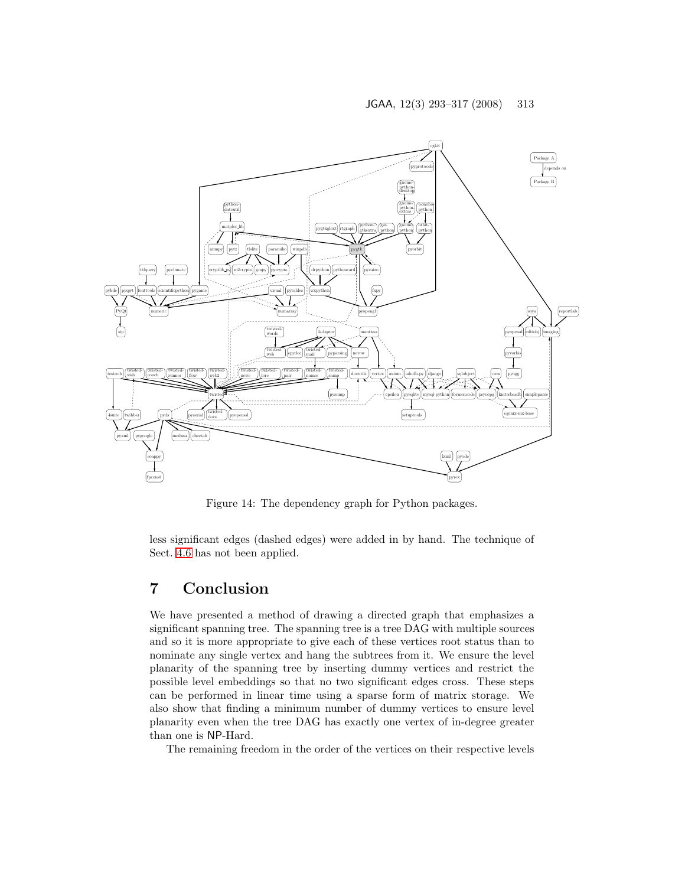Figure 14: The dependency graph for Python packages.

less significant edges (dashed edges) were added in by hand. The technique of Sect. 4.6 has not been applied.

# 7 Conclusion

We have presented a method of drawing a directed graph that emphasizes a significant spanning tree. The spanning tree is a tree DAG with multiple sources and so it is more appropriate to give each of these vertices root status than to nominate any single vertex and hang the subtrees from it. We ensure the level planarity of the spanning tree by inserting dummy vertices and restrict the possible level embeddings so that no two significant edges cross. These steps can be performed in linear time using a sparse form of matrix storage. We also show that finding a minimum number of dummy vertices to ensure level planarity even when the tree DAG has exactly one vertex of in-degree greater than one is NP-Hard.

The remaining freedom in the order of the vertices on their respective levels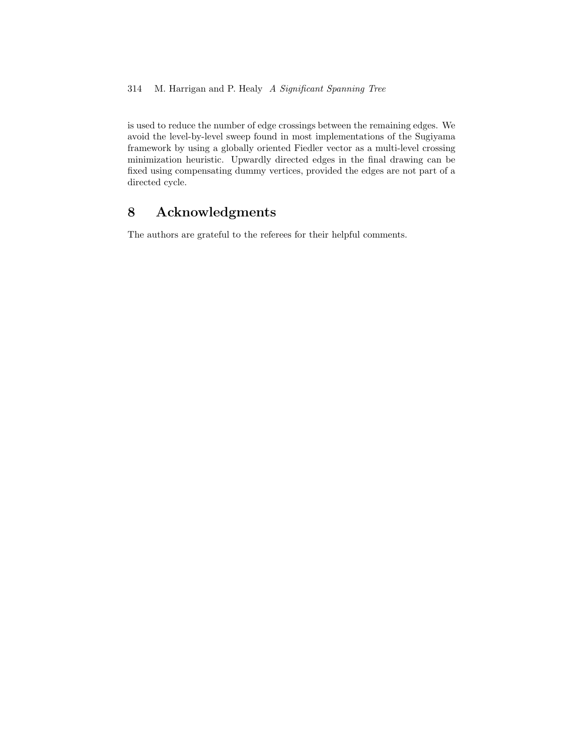is used to reduce the number of edge crossings between the remaining edges. We avoid the level-by-level sweep found in most implementations of the Sugiyama framework by using a globally oriented Fiedler vector as a multi-level crossing minimization heuristic. Upwardly directed edges in the final drawing can be fixed using compensating dummy vertices, provided the edges are not part of a directed cycle.

## 8 Acknowledgments

The authors are grateful to the referees for their helpful comments.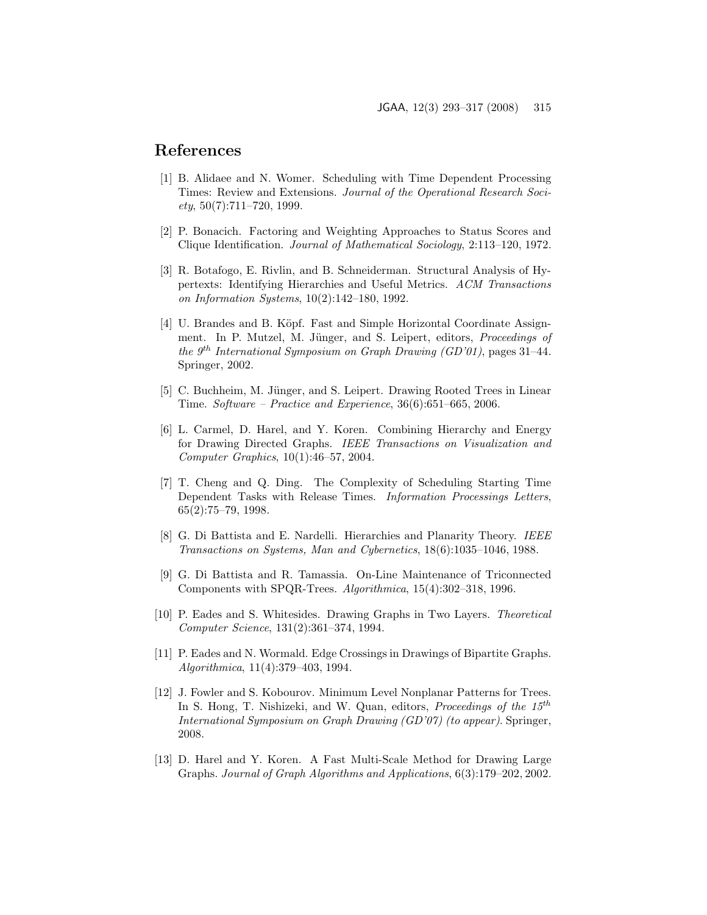## References

[1] B. Alidaee and N. Womer. Scheduling with Time Dependent Processing Times: Review and Extensions. *Journal of the Operational Research Society*, 50(7):711–720, 1999.

[2] P. Bonacich. Factoring and Weighting Approaches to Status Scores and Clique Identification. *Journal of Mathematical Sociology*, 2:113–120, 1972.

[3] R. Botafogo, E. Rivlin, and B. Schneiderman. Structural Analysis of Hypertexts: Identifying Hierarchies and Useful Metrics. *ACM Transactions on Information Systems*, 10(2):142–180, 1992.

[4] U. Brandes and B. Köpf. Fast and Simple Horizontal Coordinate Assignment. In P. Mutzel, M. Jünger, and S. Leipert, editors, *Proceedings of the 9th International Symposium on Graph Drawing (GD'01)*, pages 31–44. Springer, 2002.

[5] C. Buchheim, M. Jünger, and S. Leipert. Drawing Rooted Trees in Linear Time. *Software – Practice and Experience*, 36(6):651–665, 2006.

[6] L. Carmel, D. Harel, and Y. Koren. Combining Hierarchy and Energy for Drawing Directed Graphs. *IEEE Transactions on Visualization and Computer Graphics*, 10(1):46–57, 2004.

[7] T. Cheng and Q. Ding. The Complexity of Scheduling Starting Time Dependent Tasks with Release Times. *Information Processings Letters*, 65(2):75–79, 1998.

[8] G. Di Battista and E. Nardelli. Hierarchies and Planarity Theory. *IEEE Transactions on Systems, Man and Cybernetics*, 18(6):1035–1046, 1988.

[9] G. Di Battista and R. Tamassia. On-Line Maintenance of Triconnected Components with SPQR-Trees. *Algorithmica*, 15(4):302–318, 1996.

[10] P. Eades and S. Whitesides. Drawing Graphs in Two Layers. *Theoretical Computer Science*, 131(2):361–374, 1994.

[11] P. Eades and N. Wormald. Edge Crossings in Drawings of Bipartite Graphs. *Algorithmica*, 11(4):379–403, 1994.

[12] J. Fowler and S. Kobourov. Minimum Level Nonplanar Patterns for Trees. In S. Hong, T. Nishizeki, and W. Quan, editors, *Proceedings of the 15th International Symposium on Graph Drawing (GD'07) (to appear)*. Springer, 2008.

[13] D. Harel and Y. Koren. A Fast Multi-Scale Method for Drawing Large Graphs. *Journal of Graph Algorithms and Applications*, 6(3):179–202, 2002.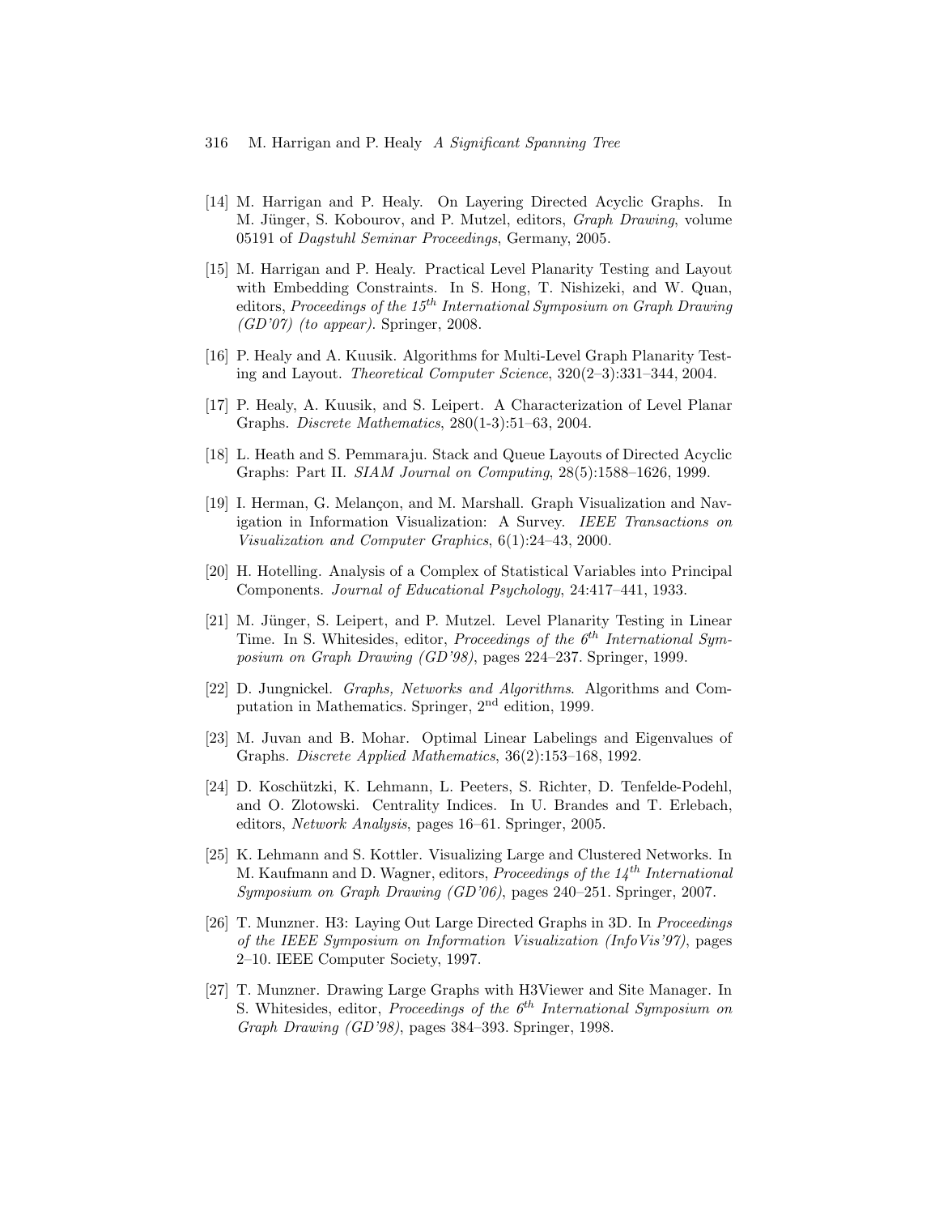[14] M. Harrigan and P. Healy. On Layering Directed Acyclic Graphs. In M. Jünger, S. Kobourov, and P. Mutzel, editors, *Graph Drawing*, volume 05191 of *Dagstuhl Seminar Proceedings*, Germany, 2005.

[15] M. Harrigan and P. Healy. Practical Level Planarity Testing and Layout with Embedding Constraints. In S. Hong, T. Nishizeki, and W. Quan, editors, *Proceedings of the 15th International Symposium on Graph Drawing (GD'07) (to appear)*. Springer, 2008.

[16] P. Healy and A. Kuusik. Algorithms for Multi-Level Graph Planarity Testing and Layout. *Theoretical Computer Science*, 320(2–3):331–344, 2004.

[17] P. Healy, A. Kuusik, and S. Leipert. A Characterization of Level Planar Graphs. *Discrete Mathematics*, 280(1-3):51–63, 2004.

[18] L. Heath and S. Pemmaraju. Stack and Queue Layouts of Directed Acyclic Graphs: Part II. *SIAM Journal on Computing*, 28(5):1588–1626, 1999.

[19] I. Herman, G. Melançon, and M. Marshall. Graph Visualization and Navigation in Information Visualization: A Survey. *IEEE Transactions on Visualization and Computer Graphics*, 6(1):24–43, 2000.

[20] H. Hotelling. Analysis of a Complex of Statistical Variables into Principal Components. *Journal of Educational Psychology*, 24:417–441, 1933.

[21] M. Jünger, S. Leipert, and P. Mutzel. Level Planarity Testing in Linear Time. In S. Whitesides, editor, *Proceedings of the 6th International Symposium on Graph Drawing (GD'98)*, pages 224–237. Springer, 1999.

[22] D. Jungnickel. *Graphs, Networks and Algorithms*. Algorithms and Computation in Mathematics. Springer, 2nd edition, 1999.

[23] M. Juvan and B. Mohar. Optimal Linear Labelings and Eigenvalues of Graphs. *Discrete Applied Mathematics*, 36(2):153–168, 1992.

[24] D. Koschützki, K. Lehmann, L. Peeters, S. Richter, D. Tenfelde-Podehl, and O. Zlotowski. Centrality Indices. In U. Brandes and T. Erlebach, editors, *Network Analysis*, pages 16–61. Springer, 2005.

[25] K. Lehmann and S. Kottler. Visualizing Large and Clustered Networks. In M. Kaufmann and D. Wagner, editors, *Proceedings of the 14th International Symposium on Graph Drawing (GD'06)*, pages 240–251. Springer, 2007.

[26] T. Munzner. H3: Laying Out Large Directed Graphs in 3D. In *Proceedings of the IEEE Symposium on Information Visualization (InfoVis'97)*, pages 2–10. IEEE Computer Society, 1997.

[27] T. Munzner. Drawing Large Graphs with H3Viewer and Site Manager. In S. Whitesides, editor, *Proceedings of the 6th International Symposium on Graph Drawing (GD'98)*, pages 384–393. Springer, 1998.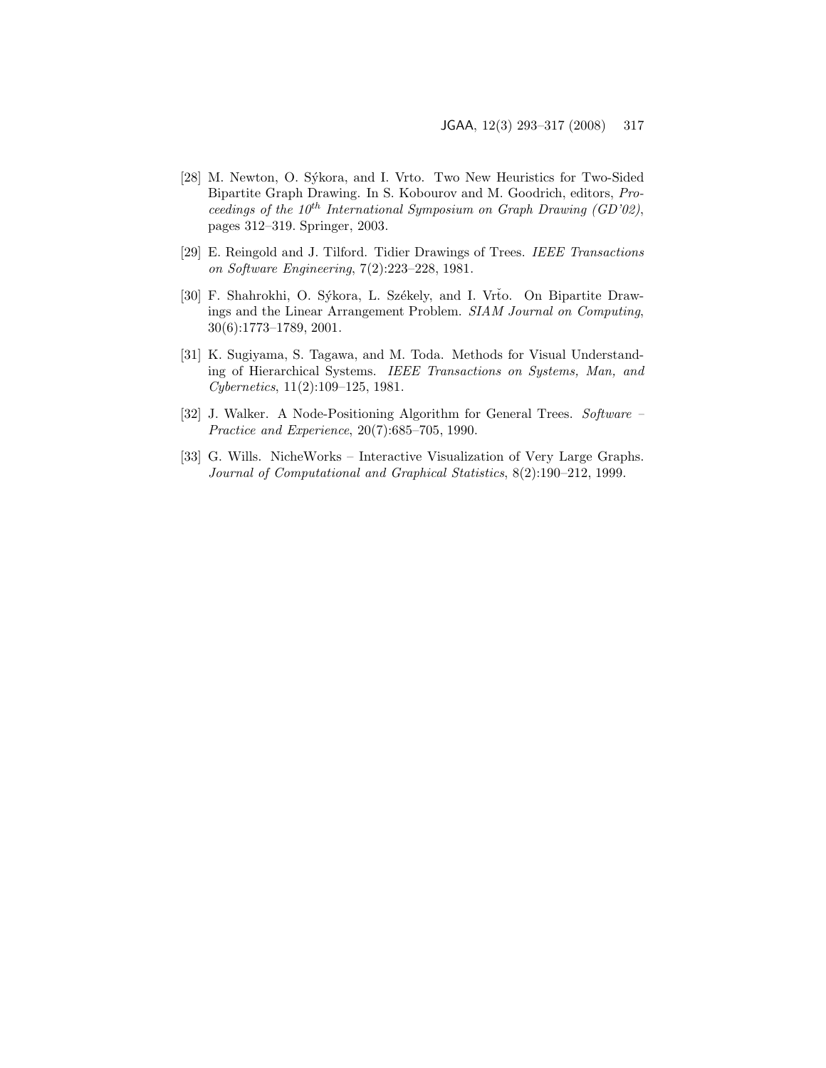[28] M. Newton, O. Sýkora, and I. Vrto. Two New Heuristics for Two-Sided Bipartite Graph Drawing. In S. Kobourov and M. Goodrich, editors, *Proceedings of the 10$^{th}$ International Symposium on Graph Drawing (GD'02)*, pages 312–319. Springer, 2003.

[29] E. Reingold and J. Tilford. Tidier Drawings of Trees. *IEEE Transactions on Software Engineering*, 7(2):223–228, 1981.

[30] F. Shahrokhi, O. Sýkora, L. Székely, and I. Vrťo. On Bipartite Drawings and the Linear Arrangement Problem. *SIAM Journal on Computing*, 30(6):1773–1789, 2001.

[31] K. Sugiyama, S. Tagawa, and M. Toda. Methods for Visual Understanding of Hierarchical Systems. *IEEE Transactions on Systems, Man, and Cybernetics*, 11(2):109–125, 1981.

[32] J. Walker. A Node-Positioning Algorithm for General Trees. *Software – Practice and Experience*, 20(7):685–705, 1990.

[33] G. Wills. NicheWorks – Interactive Visualization of Very Large Graphs. *Journal of Computational and Graphical Statistics*, 8(2):190–212, 1999.